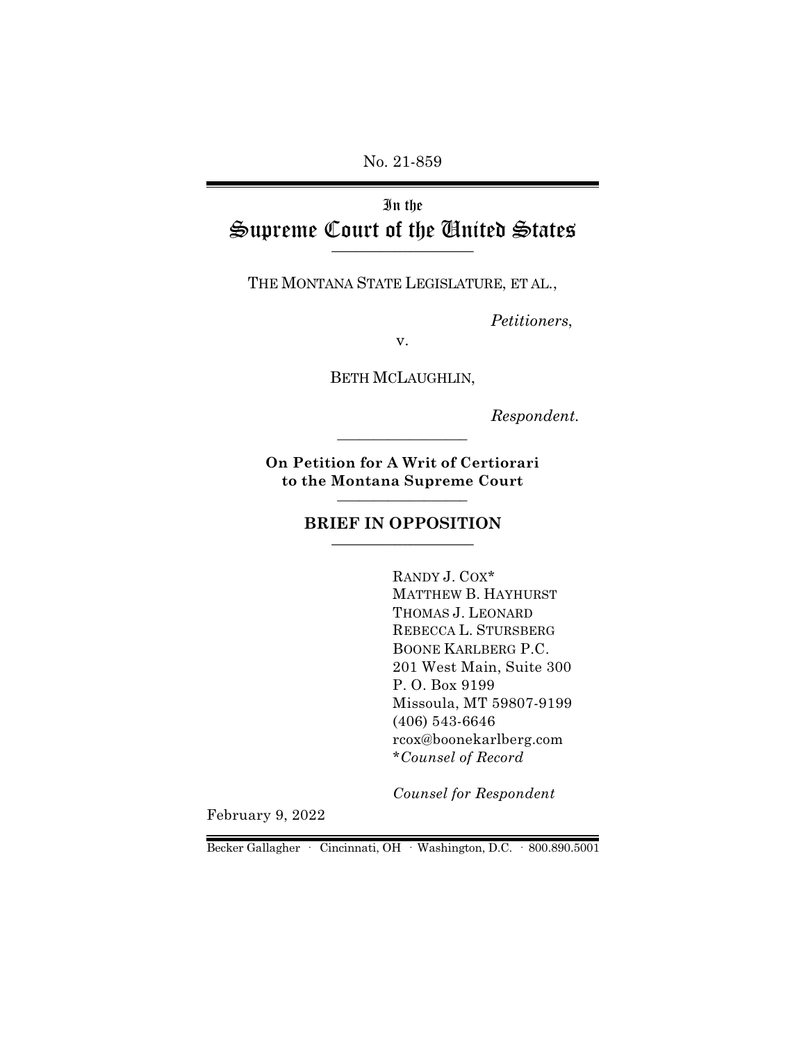No. 21-859

# In the Supreme Court of the United States

THE MONTANA STATE LEGISLATURE, ET AL.,

*Petitioners*,

v.

BETH MCLAUGHLIN,

*Respondent*.

**On Petition for A Writ of Certiorari to the Montana Supreme Court**

## BRIEF IN OPPOSITION

RANDY J. COX*
MATTHEW B. HAYHURST
THOMAS J. LEONARD
REBECCA L. STURSBERG
BOONE KARLBERG P.C.
201 West Main, Suite 300
P. O. Box 9199
Missoula, MT 59807-9199
(406) 543-6646
rcox@boonekarlberg.com
**Counsel of Record*

*Counsel for Respondent*

February 9, 2022

Becker Gallagher · Cincinnati, OH · Washington, D.C. · 800.890.5001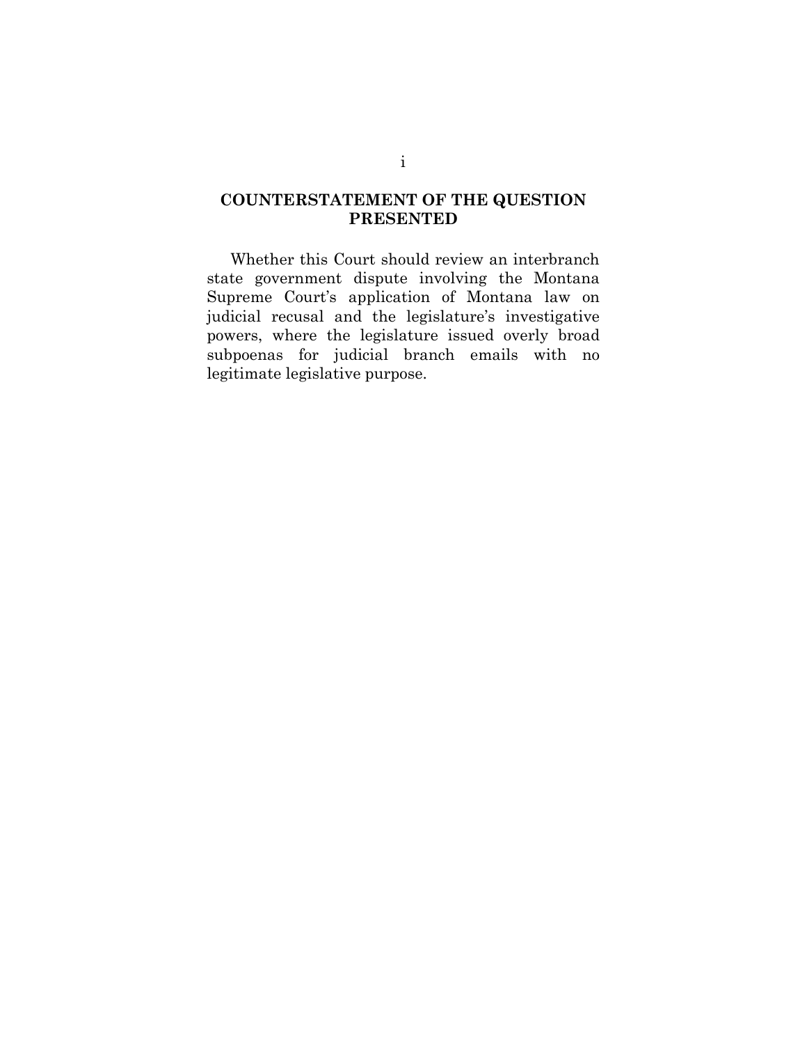# COUNTERSTATEMENT OF THE QUESTION PRESENTED

Whether this Court should review an interbranch state government dispute involving the Montana Supreme Court's application of Montana law on judicial recusal and the legislature's investigative powers, where the legislature issued overly broad subpoenas for judicial branch emails with no legitimate legislative purpose.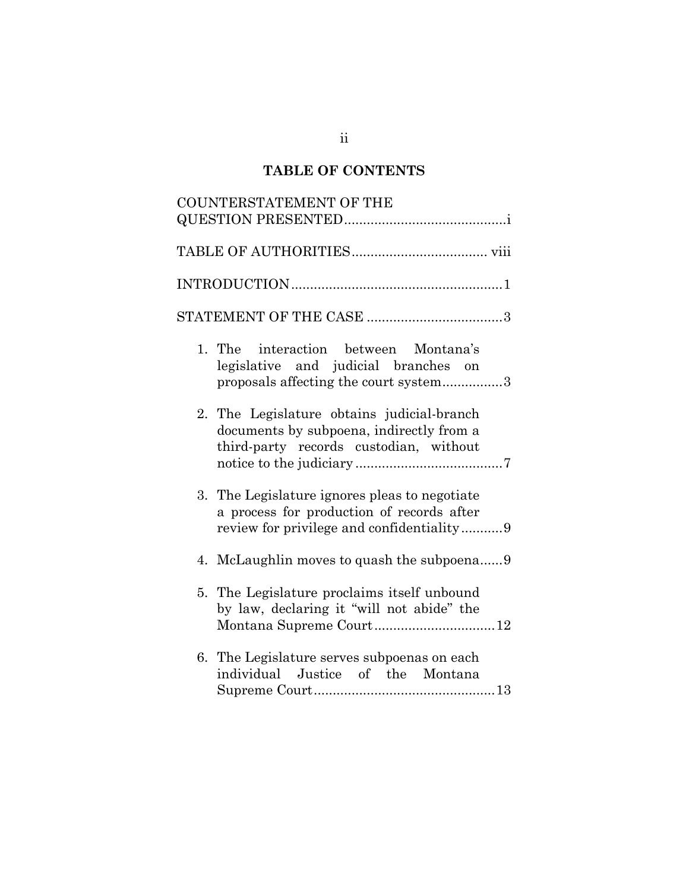## TABLE OF CONTENTS

COUNTERSTATEMENT OF THE QUESTION PRESENTED .......... i

TABLE OF AUTHORITIES .......... viii

INTRODUCTION .......... 1

STATEMENT OF THE CASE .......... 3

1. The interaction between Montana's legislative and judicial branches on proposals affecting the court system .......... 3
2. The Legislature obtains judicial-branch documents by subpoena, indirectly from a third-party records custodian, without notice to the judiciary .......... 7
3. The Legislature ignores pleas to negotiate a process for production of records after review for privilege and confidentiality .......... 9
4. McLaughlin moves to quash the subpoena .......... 9
5. The Legislature proclaims itself unbound by law, declaring it "will not abide" the Montana Supreme Court .......... 12
6. The Legislature serves subpoenas on each individual Justice of the Montana Supreme Court .......... 13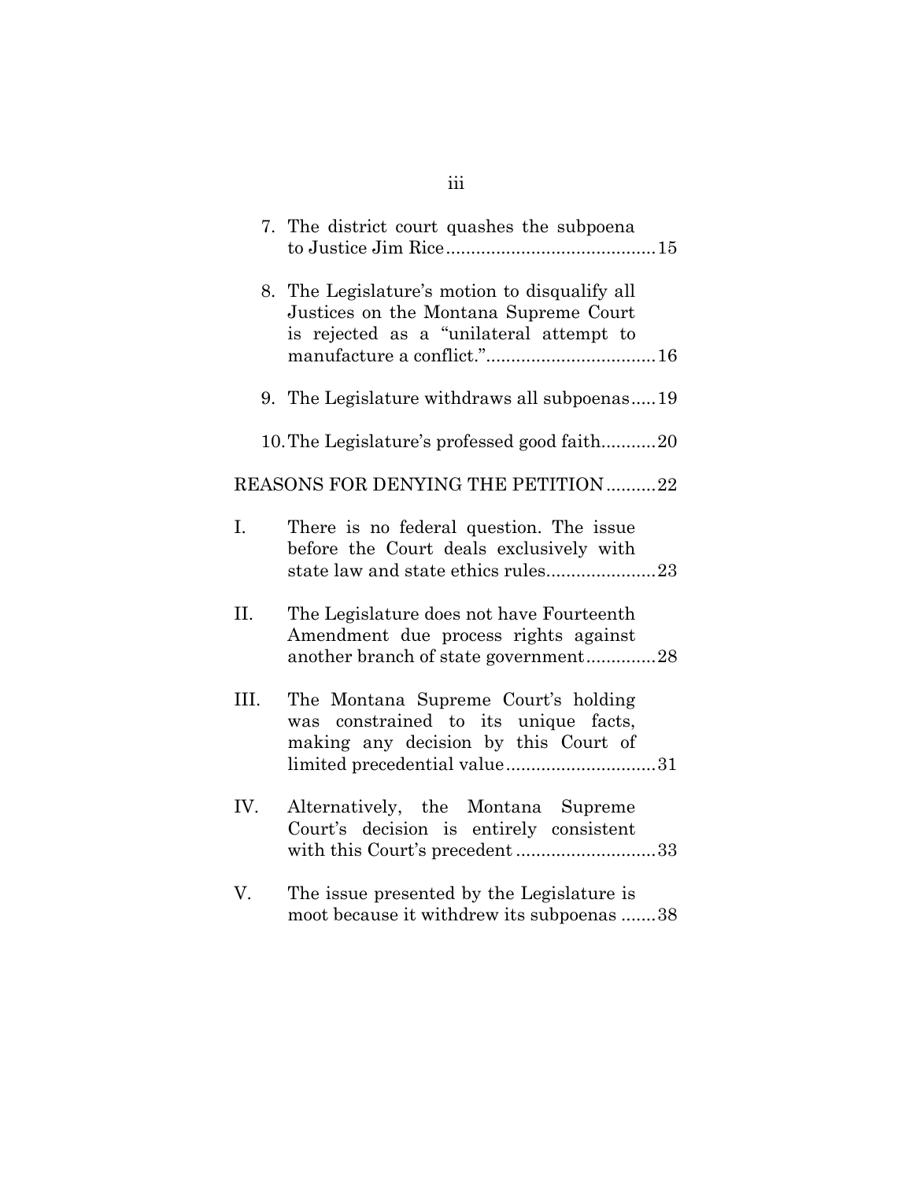7. The district court quashes the subpoena to Justice Jim Rice..........................................15

8. The Legislature's motion to disqualify all Justices on the Montana Supreme Court is rejected as a "unilateral attempt to manufacture a conflict."..................................16

9. The Legislature withdraws all subpoenas.....19

10. The Legislature's professed good faith...........20

REASONS FOR DENYING THE PETITION..........22

I. There is no federal question. The issue before the Court deals exclusively with state law and state ethics rules......................23

II. The Legislature does not have Fourteenth Amendment due process rights against another branch of state government..............28

III. The Montana Supreme Court's holding was constrained to its unique facts, making any decision by this Court of limited precedential value..............................31

IV. Alternatively, the Montana Supreme Court's decision is entirely consistent with this Court's precedent............................33

V. The issue presented by the Legislature is moot because it withdrew its subpoenas .......38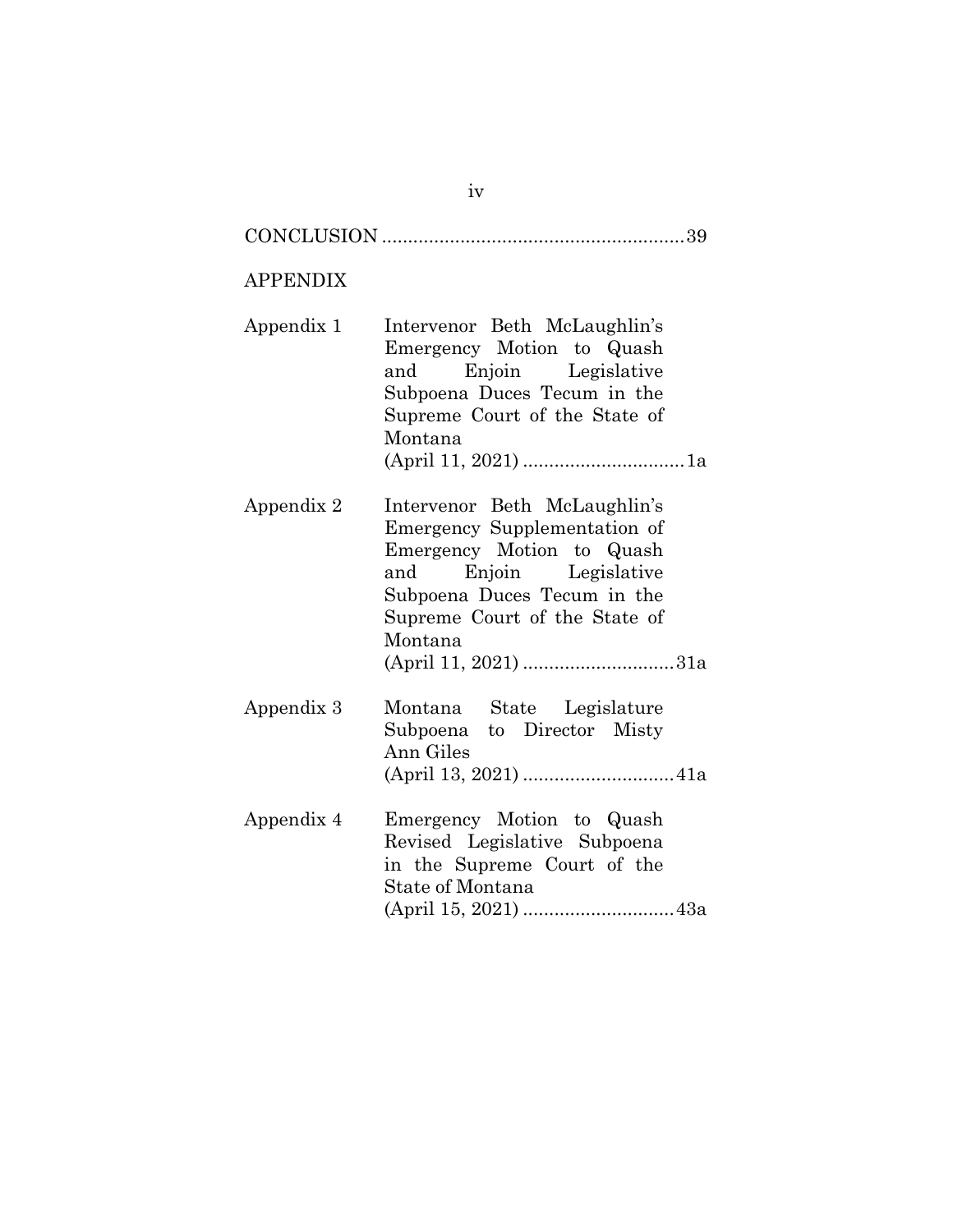CONCLUSION .......................................................... 39

APPENDIX

| | | |
|---|---|---|
| Appendix 1 | Intervenor Beth McLaughlin's Emergency Motion to Quash and Enjoin Legislative Subpoena Duces Tecum in the Supreme Court of the State of Montana (April 11, 2021) | 1a |
| Appendix 2 | Intervenor Beth McLaughlin's Emergency Supplementation of Emergency Motion to Quash and Enjoin Legislative Subpoena Duces Tecum in the Supreme Court of the State of Montana (April 11, 2021) | 31a |
| Appendix 3 | Montana State Legislature Subpoena to Director Misty Ann Giles (April 13, 2021) | 41a |
| Appendix 4 | Emergency Motion to Quash Revised Legislative Subpoena in the Supreme Court of the State of Montana (April 15, 2021) | 43a |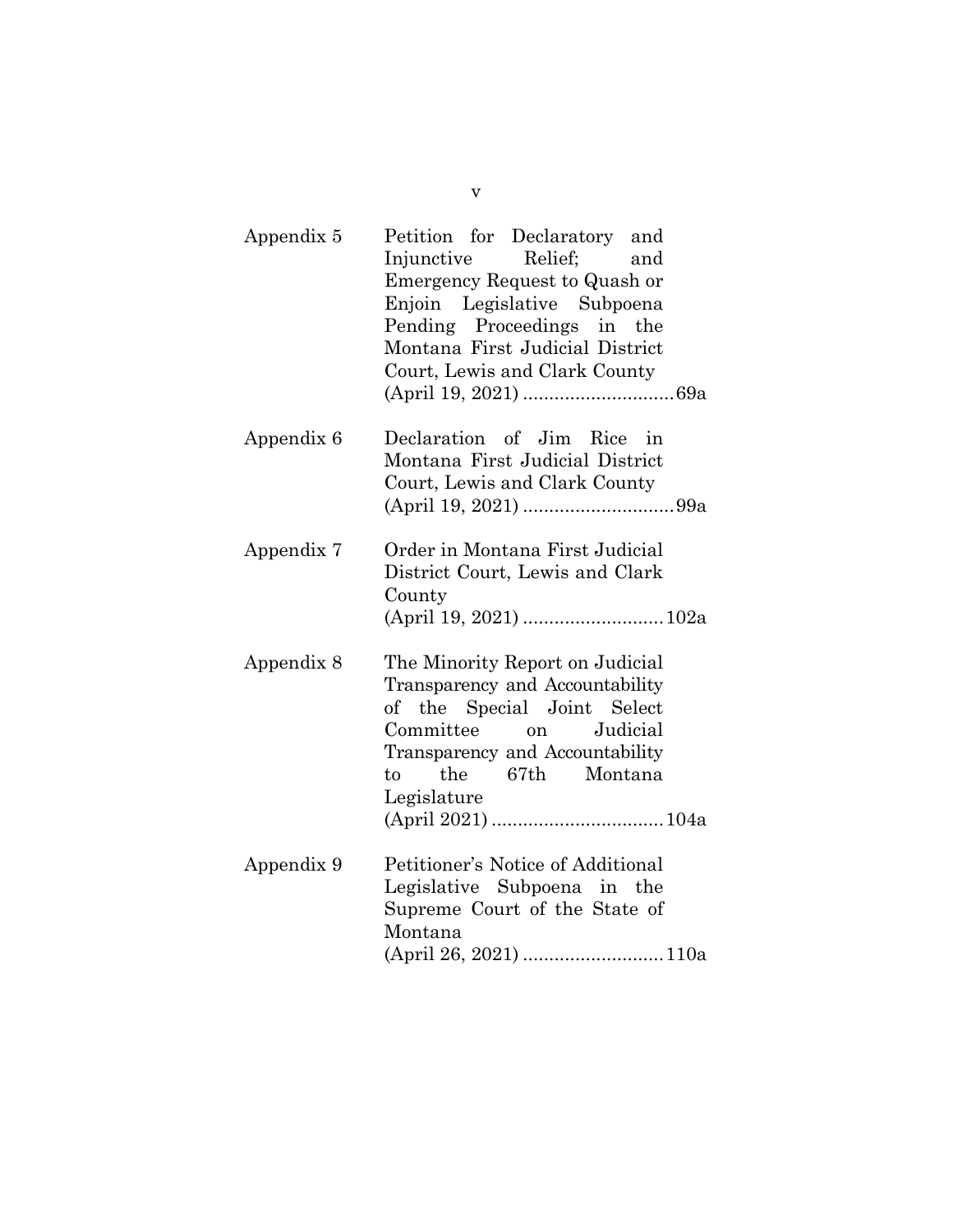| | |
|---|---|
| Appendix 5 | Petition for Declaratory and Injunctive Relief; and Emergency Request to Quash or Enjoin Legislative Subpoena Pending Proceedings in the Montana First Judicial District Court, Lewis and Clark County (April 19, 2021) ............................ 69a |
| Appendix 6 | Declaration of Jim Rice in Montana First Judicial District Court, Lewis and Clark County (April 19, 2021) ............................ 99a |
| Appendix 7 | Order in Montana First Judicial District Court, Lewis and Clark County (April 19, 2021) .......................... 102a |
| Appendix 8 | The Minority Report on Judicial Transparency and Accountability of the Special Joint Select Committee on Judicial Transparency and Accountability to the 67th Montana Legislature (April 2021) ................................ 104a |
| Appendix 9 | Petitioner's Notice of Additional Legislative Subpoena in the Supreme Court of the State of Montana (April 26, 2021) .......................... 110a |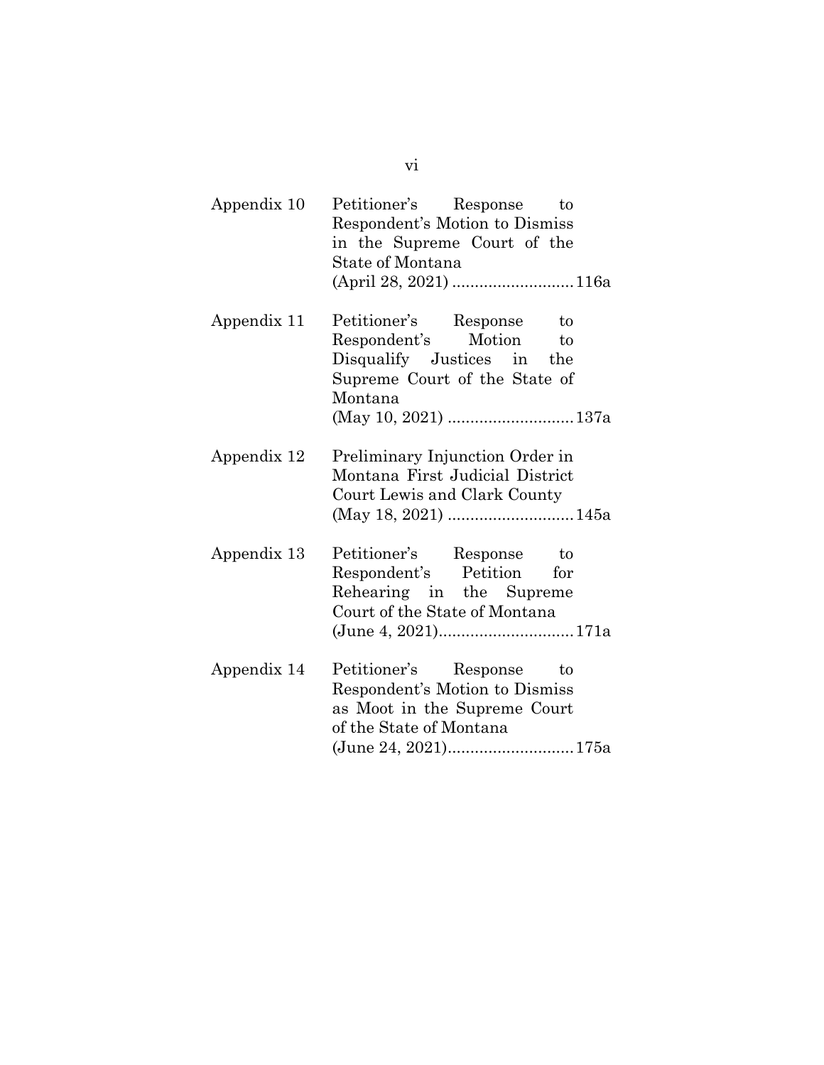| | | |
|---|---|---|
| Appendix 10 | Petitioner's Response to Respondent's Motion to Dismiss in the Supreme Court of the State of Montana (April 28, 2021) | 116a |
| Appendix 11 | Petitioner's Response to Respondent's Motion to Disqualify Justices in the Supreme Court of the State of Montana (May 10, 2021) | 137a |
| Appendix 12 | Preliminary Injunction Order in Montana First Judicial District Court Lewis and Clark County (May 18, 2021) | 145a |
| Appendix 13 | Petitioner's Response to Respondent's Petition for Rehearing in the Supreme Court of the State of Montana (June 4, 2021) | 171a |
| Appendix 14 | Petitioner's Response to Respondent's Motion to Dismiss as Moot in the Supreme Court of the State of Montana (June 24, 2021) | 175a |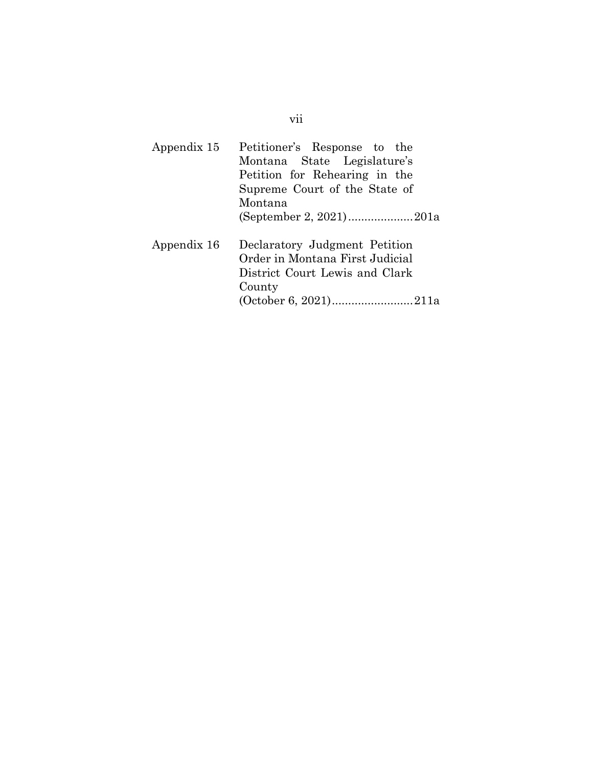| | |
|---|---|
| Appendix 15 | Petitioner's Response to the Montana State Legislature's Petition for Rehearing in the Supreme Court of the State of Montana (September 2, 2021)....................201a |
| Appendix 16 | Declaratory Judgment Petition Order in Montana First Judicial District Court Lewis and Clark County (October 6, 2021).........................211a |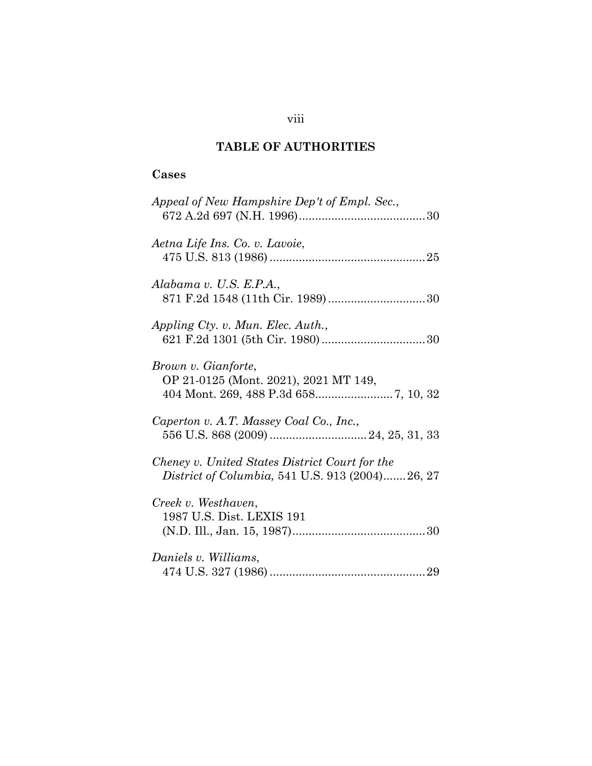# TABLE OF AUTHORITIES

## Cases

*Appeal of New Hampshire Dep't of Empl. Sec.*,
672 A.2d 697 (N.H. 1996).......................................30

*Aetna Life Ins. Co. v. Lavoie*,
475 U.S. 813 (1986)................................................25

*Alabama v. U.S. E.P.A.*,
871 F.2d 1548 (11th Cir. 1989)..............................30

*Appling Cty. v. Mun. Elec. Auth.*,
621 F.2d 1301 (5th Cir. 1980)................................30

*Brown v. Gianforte*,
OP 21-0125 (Mont. 2021), 2021 MT 149,
404 Mont. 269, 488 P.3d 658........................7, 10, 32

*Caperton v. A.T. Massey Coal Co., Inc.*,
556 U.S. 868 (2009)..............................24, 25, 31, 33

*Cheney v. United States District Court for the District of Columbia,* 541 U.S. 913 (2004).......26, 27

*Creek v. Westhaven*,
1987 U.S. Dist. LEXIS 191
(N.D. Ill., Jan. 15, 1987).........................................30

*Daniels v. Williams*,
474 U.S. 327 (1986)................................................29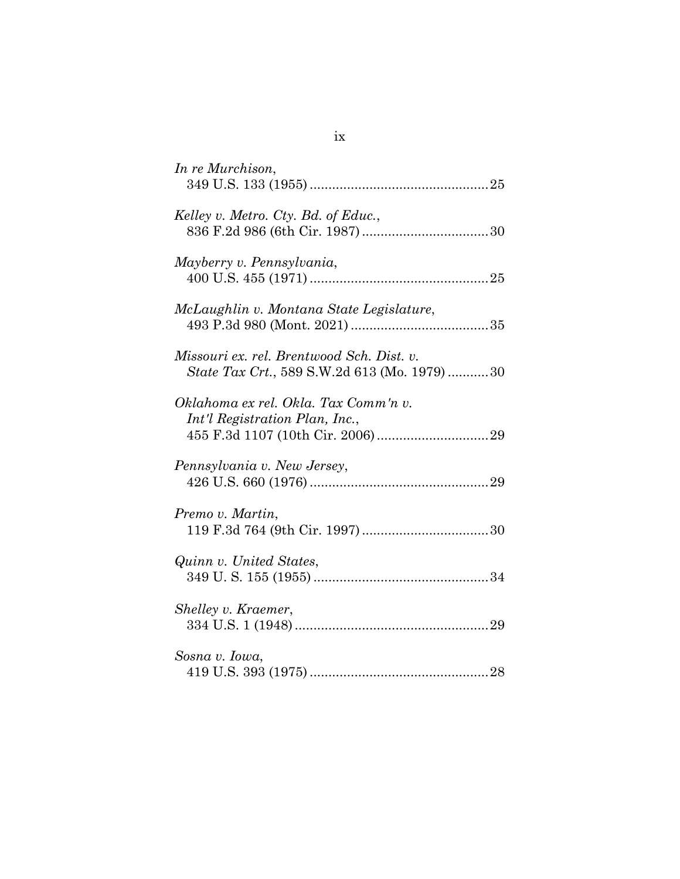*In re Murchison*,
349 U.S. 133 (1955) ................................................ 25

*Kelley v. Metro. Cty. Bd. of Educ.*,
836 F.2d 986 (6th Cir. 1987) .................................. 30

*Mayberry v. Pennsylvania*,
400 U.S. 455 (1971) ................................................ 25

*McLaughlin v. Montana State Legislature*,
493 P.3d 980 (Mont. 2021) ..................................... 35

*Missouri ex. rel. Brentwood Sch. Dist. v. State Tax Crt.*, 589 S.W.2d 613 (Mo. 1979) ........... 30

*Oklahoma ex rel. Okla. Tax Comm'n v. Int'l Registration Plan, Inc.*,
455 F.3d 1107 (10th Cir. 2006) .............................. 29

*Pennsylvania v. New Jersey*,
426 U.S. 660 (1976) ................................................ 29

*Premo v. Martin*,
119 F.3d 764 (9th Cir. 1997) .................................. 30

*Quinn v. United States*,
349 U. S. 155 (1955) ............................................... 34

*Shelley v. Kraemer*,
334 U.S. 1 (1948) .................................................... 29

*Sosna v. Iowa*,
419 U.S. 393 (1975) ................................................ 28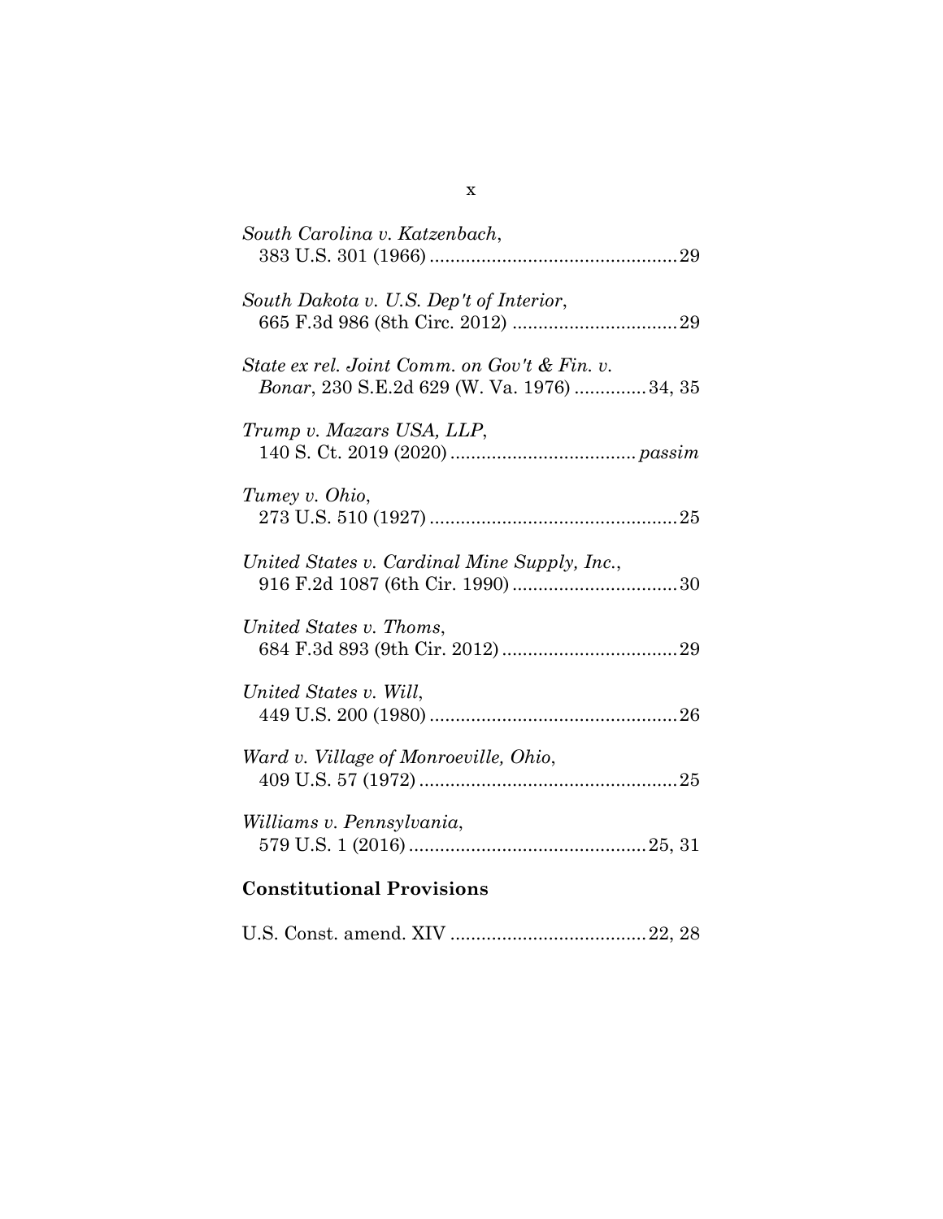*South Carolina v. Katzenbach*,
383 U.S. 301 (1966) ................................................ 29

*South Dakota v. U.S. Dep't of Interior*,
665 F.3d 986 (8th Circ. 2012) ................................ 29

*State ex rel. Joint Comm. on Gov't & Fin. v. Bonar*, 230 S.E.2d 629 (W. Va. 1976) ............. 34, 35

*Trump v. Mazars USA, LLP*,
140 S. Ct. 2019 (2020) .................................... *passim*

*Tumey v. Ohio*,
273 U.S. 510 (1927) ................................................ 25

*United States v. Cardinal Mine Supply, Inc.*,
916 F.2d 1087 (6th Cir. 1990) ................................ 30

*United States v. Thoms*,
684 F.3d 893 (9th Cir. 2012) .................................. 29

*United States v. Will*,
449 U.S. 200 (1980) ................................................ 26

*Ward v. Village of Monroeville, Ohio*,
409 U.S. 57 (1972) .................................................. 25

*Williams v. Pennsylvania*,
579 U.S. 1 (2016) .............................................. 25, 31

## Constitutional Provisions

U.S. Const. amend. XIV ...................................... 22, 28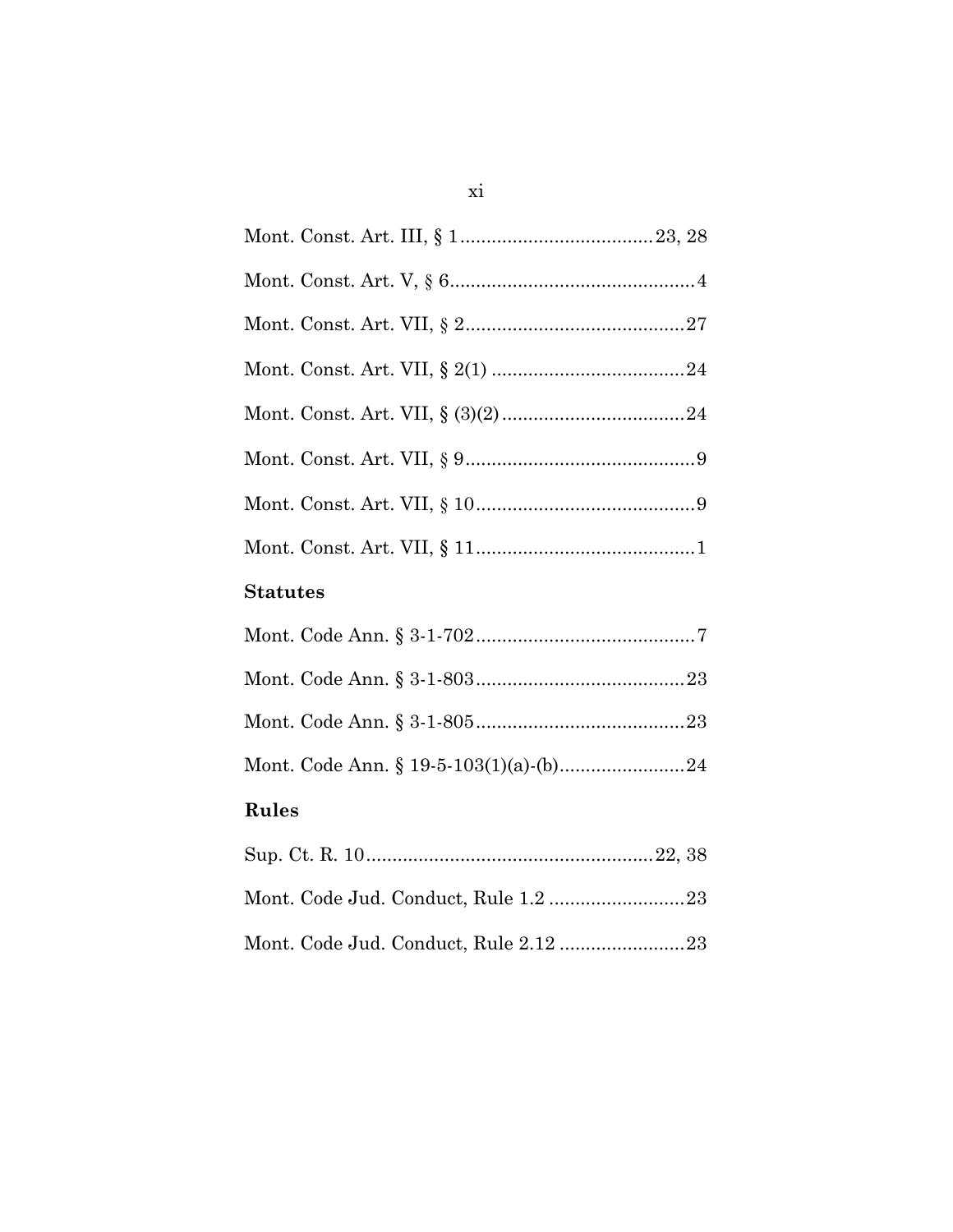Mont. Const. Art. III, § 1 .................................... 23, 28

Mont. Const. Art. V, § 6 ............................................... 4

Mont. Const. Art. VII, § 2 .......................................... 27

Mont. Const. Art. VII, § 2(1) ..................................... 24

Mont. Const. Art. VII, § (3)(2) ................................... 24

Mont. Const. Art. VII, § 9 ............................................ 9

Mont. Const. Art. VII, § 10 .......................................... 9

Mont. Const. Art. VII, § 11 .......................................... 1

**Statutes**

Mont. Code Ann. § 3-1-702 .......................................... 7

Mont. Code Ann. § 3-1-803 ........................................ 23

Mont. Code Ann. § 3-1-805 ........................................ 23

Mont. Code Ann. § 19-5-103(1)(a)-(b) ........................ 24

**Rules**

Sup. Ct. R. 10 ...................................................... 22, 38

Mont. Code Jud. Conduct, Rule 1.2 .......................... 23

Mont. Code Jud. Conduct, Rule 2.12 ........................ 23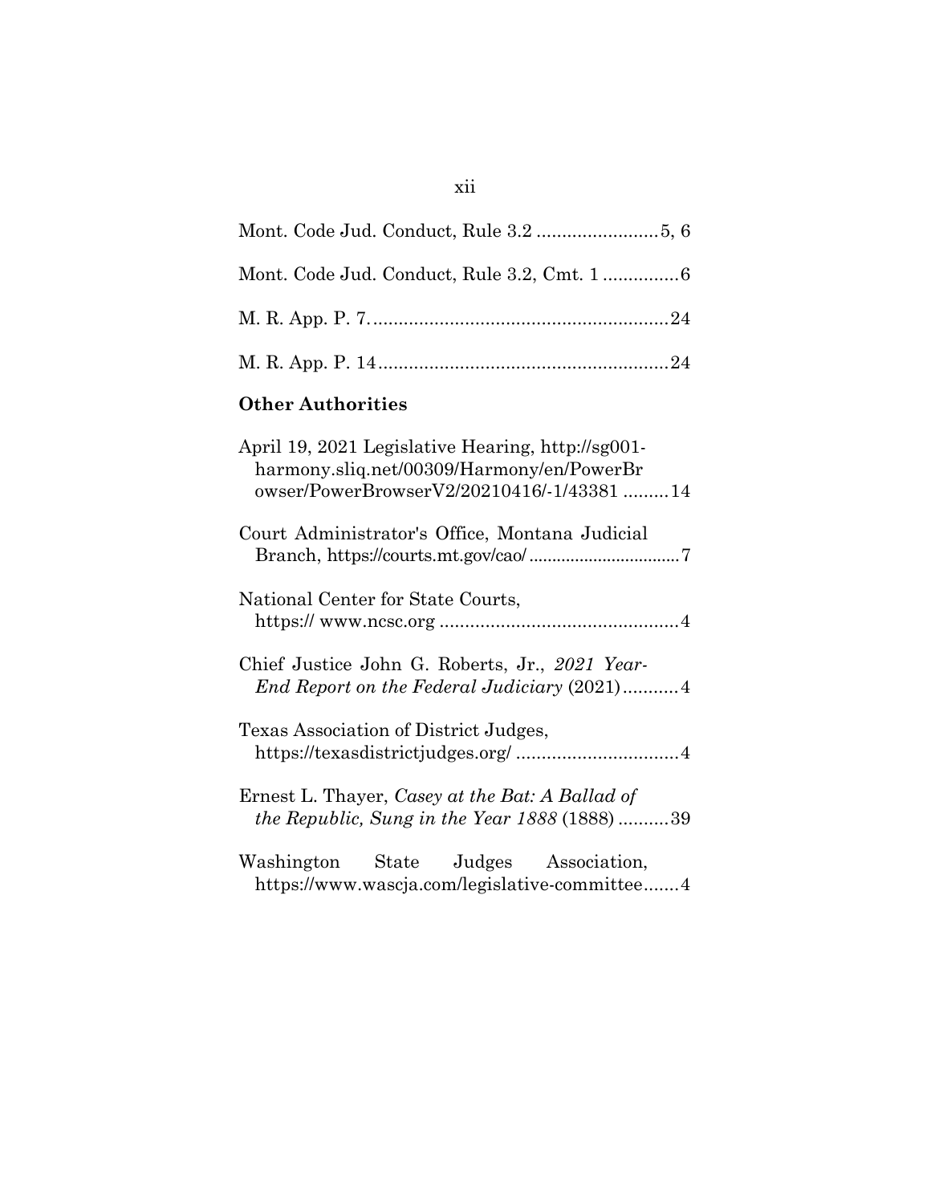Mont. Code Jud. Conduct, Rule 3.2 ........................5, 6

Mont. Code Jud. Conduct, Rule 3.2, Cmt. 1 ..............6

M. R. App. P. 7..........................................................24

M. R. App. P. 14.........................................................24

**Other Authorities**

April 19, 2021 Legislative Hearing, http://sg001-harmony.sliq.net/00309/Harmony/en/PowerBrowser/PowerBrowserV2/20210416/-1/43381 .........14

Court Administrator's Office, Montana Judicial Branch, https://courts.mt.gov/cao/ ................................7

National Center for State Courts, https:// www.ncsc.org ...............................................4

Chief Justice John G. Roberts, Jr., *2021 Year-End Report on the Federal Judiciary* (2021)...........4

Texas Association of District Judges, https://texasdistrictjudges.org/ ................................4

Ernest L. Thayer, *Casey at the Bat: A Ballad of the Republic, Sung in the Year 1888* (1888) ..........39

Washington State Judges Association, https://www.wascja.com/legislative-committee.......4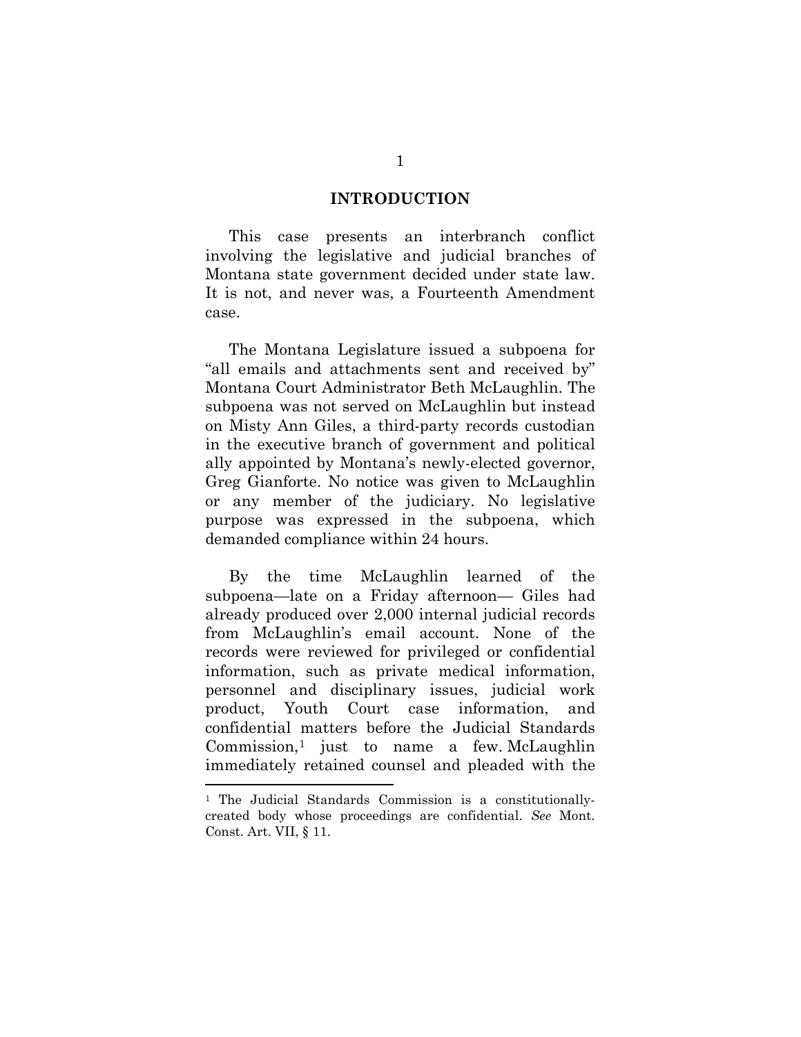## INTRODUCTION

This case presents an interbranch conflict involving the legislative and judicial branches of Montana state government decided under state law. It is not, and never was, a Fourteenth Amendment case.

The Montana Legislature issued a subpoena for "all emails and attachments sent and received by" Montana Court Administrator Beth McLaughlin. The subpoena was not served on McLaughlin but instead on Misty Ann Giles, a third-party records custodian in the executive branch of government and political ally appointed by Montana's newly-elected governor, Greg Gianforte. No notice was given to McLaughlin or any member of the judiciary. No legislative purpose was expressed in the subpoena, which demanded compliance within 24 hours.

By the time McLaughlin learned of the subpoena—late on a Friday afternoon— Giles had already produced over 2,000 internal judicial records from McLaughlin's email account. None of the records were reviewed for privileged or confidential information, such as private medical information, personnel and disciplinary issues, judicial work product, Youth Court case information, and confidential matters before the Judicial Standards Commission,[1] just to name a few. McLaughlin immediately retained counsel and pleaded with the

[1] The Judicial Standards Commission is a constitutionally-created body whose proceedings are confidential. *See* Mont. Const. Art. VII, § 11.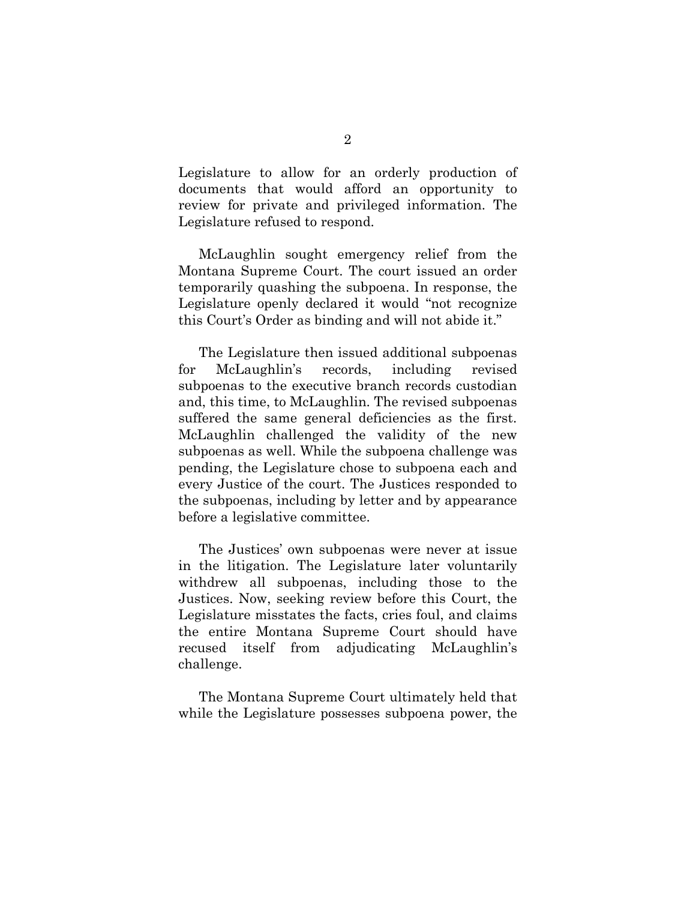Legislature to allow for an orderly production of documents that would afford an opportunity to review for private and privileged information. The Legislature refused to respond.

McLaughlin sought emergency relief from the Montana Supreme Court. The court issued an order temporarily quashing the subpoena. In response, the Legislature openly declared it would "not recognize this Court's Order as binding and will not abide it."

The Legislature then issued additional subpoenas for McLaughlin's records, including revised subpoenas to the executive branch records custodian and, this time, to McLaughlin. The revised subpoenas suffered the same general deficiencies as the first. McLaughlin challenged the validity of the new subpoenas as well. While the subpoena challenge was pending, the Legislature chose to subpoena each and every Justice of the court. The Justices responded to the subpoenas, including by letter and by appearance before a legislative committee.

The Justices' own subpoenas were never at issue in the litigation. The Legislature later voluntarily withdrew all subpoenas, including those to the Justices. Now, seeking review before this Court, the Legislature misstates the facts, cries foul, and claims the entire Montana Supreme Court should have recused itself from adjudicating McLaughlin's challenge.

The Montana Supreme Court ultimately held that while the Legislature possesses subpoena power, the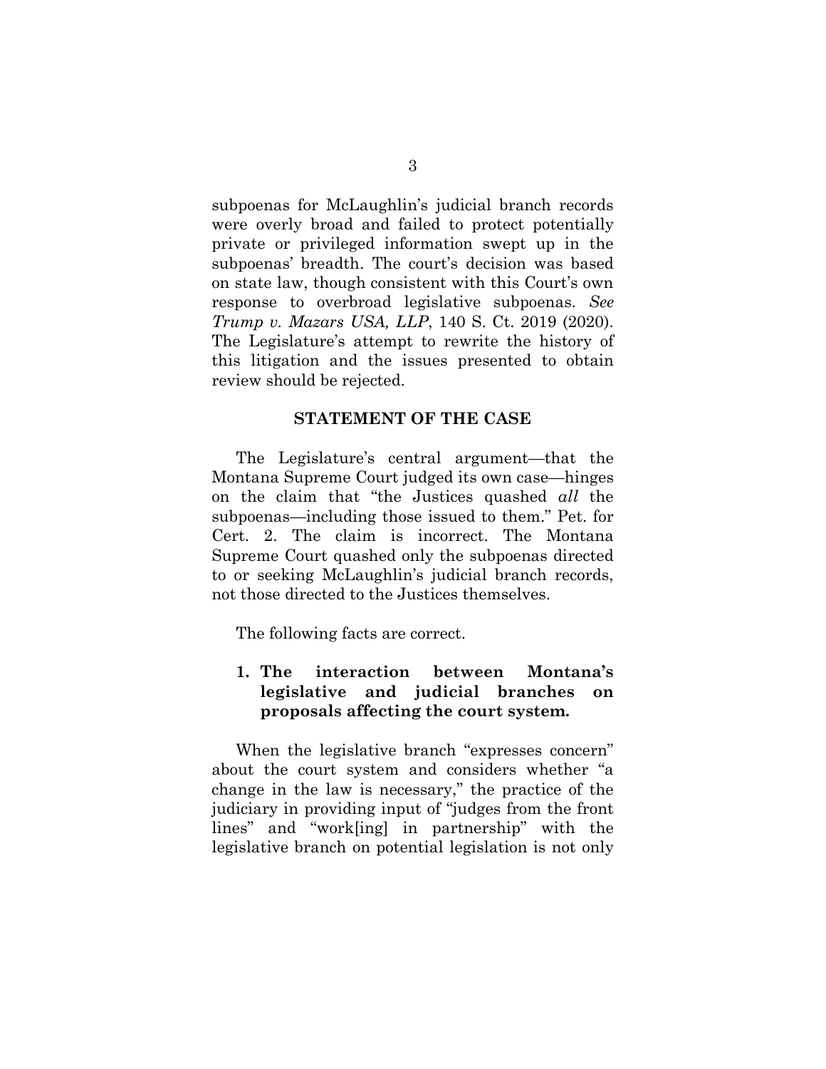subpoenas for McLaughlin's judicial branch records were overly broad and failed to protect potentially private or privileged information swept up in the subpoenas' breadth. The court's decision was based on state law, though consistent with this Court's own response to overbroad legislative subpoenas. *See Trump v. Mazars USA, LLP*, 140 S. Ct. 2019 (2020). The Legislature's attempt to rewrite the history of this litigation and the issues presented to obtain review should be rejected.

## STATEMENT OF THE CASE

The Legislature's central argument—that the Montana Supreme Court judged its own case—hinges on the claim that "the Justices quashed *all* the subpoenas—including those issued to them." Pet. for Cert. 2. The claim is incorrect. The Montana Supreme Court quashed only the subpoenas directed to or seeking McLaughlin's judicial branch records, not those directed to the Justices themselves.

The following facts are correct.

### 1. The interaction between Montana's legislative and judicial branches on proposals affecting the court system.

When the legislative branch "expresses concern" about the court system and considers whether "a change in the law is necessary," the practice of the judiciary in providing input of "judges from the front lines" and "work[ing] in partnership" with the legislative branch on potential legislation is not only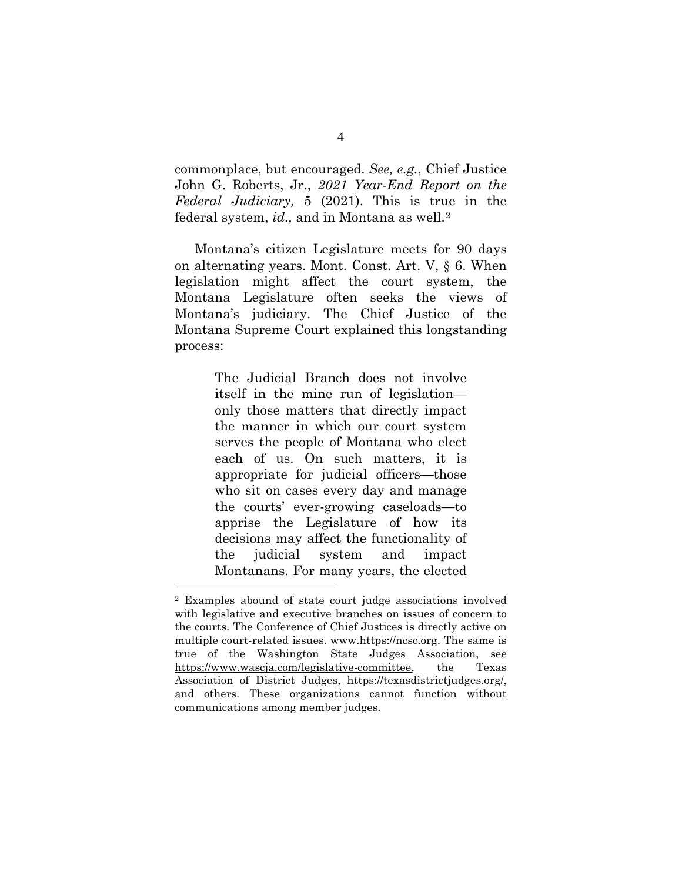commonplace, but encouraged. *See, e.g.*, Chief Justice John G. Roberts, Jr., *2021 Year-End Report on the Federal Judiciary,* 5 (2021). This is true in the federal system, *id.,* and in Montana as well.[2]

Montana's citizen Legislature meets for 90 days on alternating years. Mont. Const. Art. V, § 6. When legislation might affect the court system, the Montana Legislature often seeks the views of Montana's judiciary. The Chief Justice of the Montana Supreme Court explained this longstanding process:

> The Judicial Branch does not involve itself in the mine run of legislation—only those matters that directly impact the manner in which our court system serves the people of Montana who elect each of us. On such matters, it is appropriate for judicial officers—those who sit on cases every day and manage the courts' ever-growing caseloads—to apprise the Legislature of how its decisions may affect the functionality of the judicial system and impact Montanans. For many years, the elected

[2] Examples abound of state court judge associations involved with legislative and executive branches on issues of concern to the courts. The Conference of Chief Justices is directly active on multiple court-related issues. www.https://ncsc.org. The same is true of the Washington State Judges Association, see https://www.wascja.com/legislative-committee, the Texas Association of District Judges, https://texasdistrictjudges.org/, and others. These organizations cannot function without communications among member judges.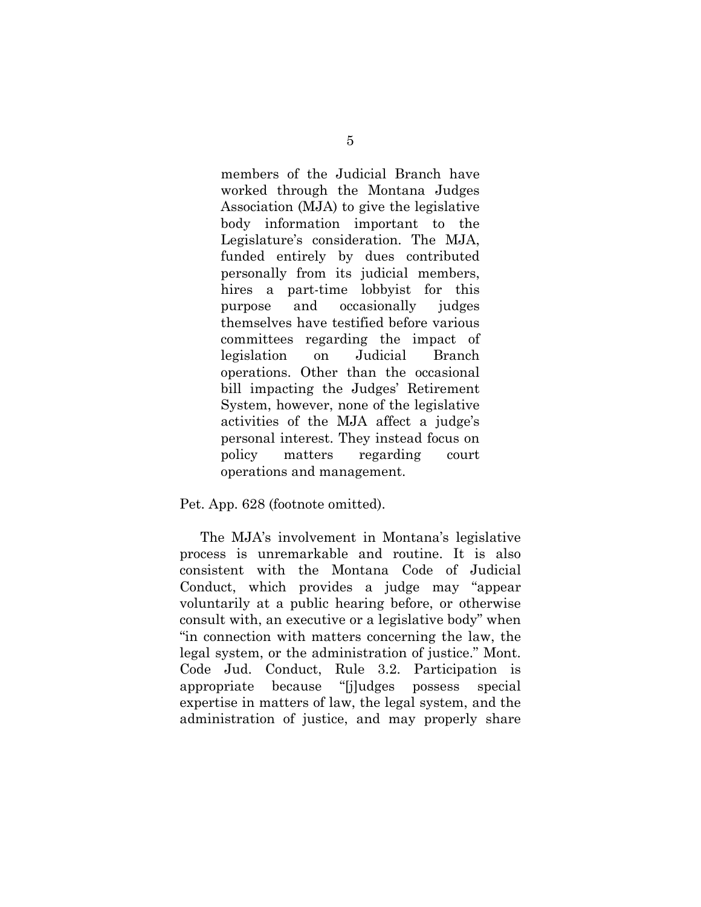> members of the Judicial Branch have worked through the Montana Judges Association (MJA) to give the legislative body information important to the Legislature's consideration. The MJA, funded entirely by dues contributed personally from its judicial members, hires a part-time lobbyist for this purpose and occasionally judges themselves have testified before various committees regarding the impact of legislation on Judicial Branch operations. Other than the occasional bill impacting the Judges' Retirement System, however, none of the legislative activities of the MJA affect a judge's personal interest. They instead focus on policy matters regarding court operations and management.

Pet. App. 628 (footnote omitted).

The MJA's involvement in Montana's legislative process is unremarkable and routine. It is also consistent with the Montana Code of Judicial Conduct, which provides a judge may "appear voluntarily at a public hearing before, or otherwise consult with, an executive or a legislative body" when "in connection with matters concerning the law, the legal system, or the administration of justice." Mont. Code Jud. Conduct, Rule 3.2. Participation is appropriate because "[j]udges possess special expertise in matters of law, the legal system, and the administration of justice, and may properly share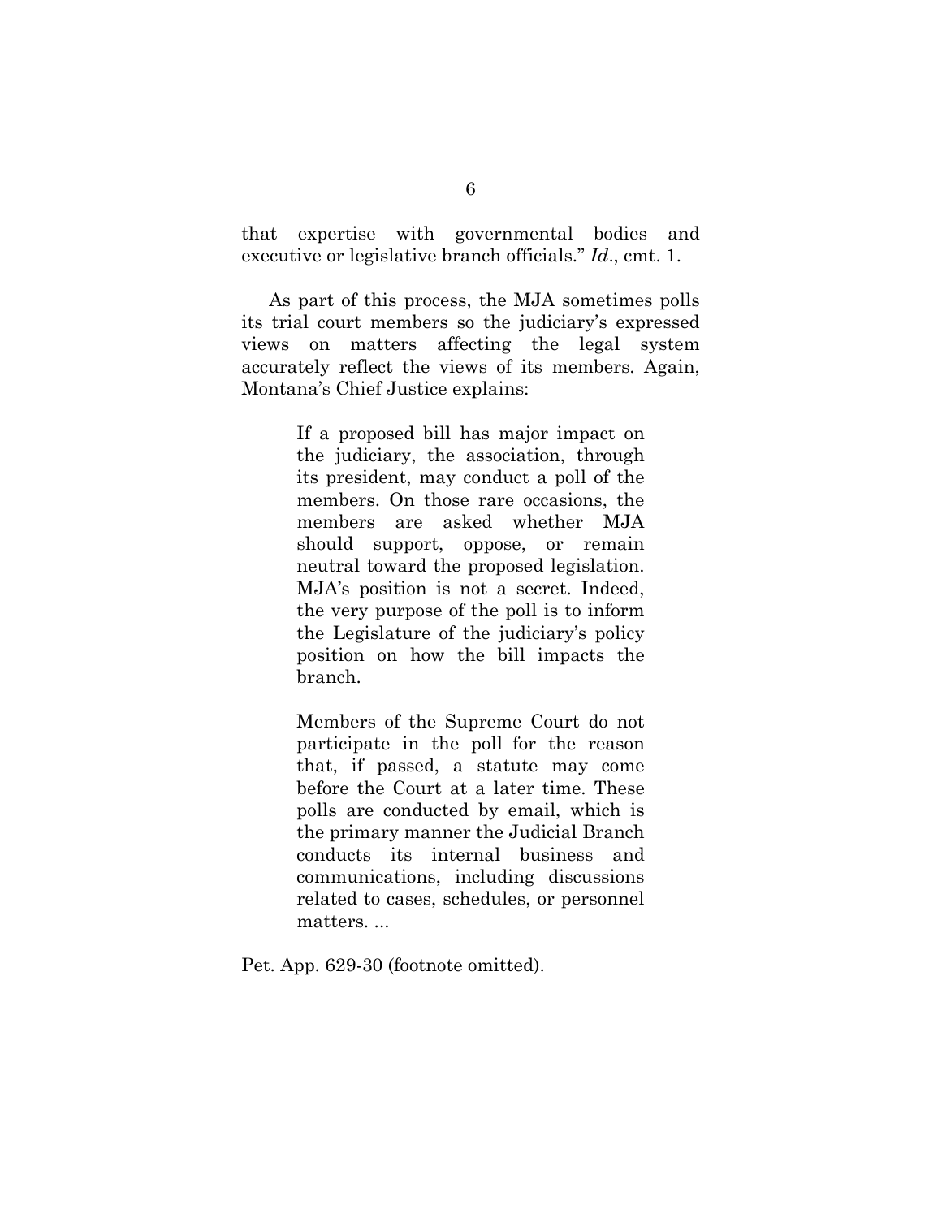that expertise with governmental bodies and executive or legislative branch officials." *Id*., cmt. 1.

As part of this process, the MJA sometimes polls its trial court members so the judiciary's expressed views on matters affecting the legal system accurately reflect the views of its members. Again, Montana's Chief Justice explains:

> If a proposed bill has major impact on the judiciary, the association, through its president, may conduct a poll of the members. On those rare occasions, the members are asked whether MJA should support, oppose, or remain neutral toward the proposed legislation. MJA's position is not a secret. Indeed, the very purpose of the poll is to inform the Legislature of the judiciary's policy position on how the bill impacts the branch.
>
> Members of the Supreme Court do not participate in the poll for the reason that, if passed, a statute may come before the Court at a later time. These polls are conducted by email, which is the primary manner the Judicial Branch conducts its internal business and communications, including discussions related to cases, schedules, or personnel matters. ...

Pet. App. 629-30 (footnote omitted).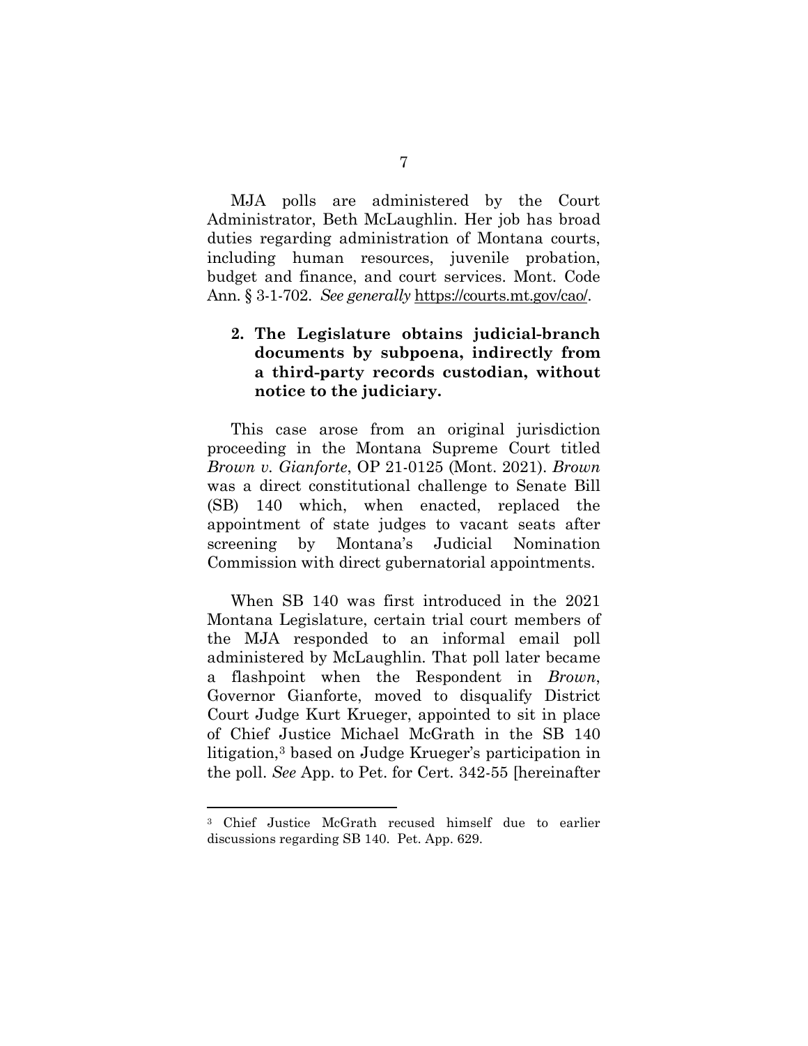MJA polls are administered by the Court Administrator, Beth McLaughlin. Her job has broad duties regarding administration of Montana courts, including human resources, juvenile probation, budget and finance, and court services. Mont. Code Ann. § 3-1-702. *See generally* https://courts.mt.gov/cao/.

### 2. The Legislature obtains judicial-branch documents by subpoena, indirectly from a third-party records custodian, without notice to the judiciary.

This case arose from an original jurisdiction proceeding in the Montana Supreme Court titled *Brown v. Gianforte*, OP 21-0125 (Mont. 2021). *Brown* was a direct constitutional challenge to Senate Bill (SB) 140 which, when enacted, replaced the appointment of state judges to vacant seats after screening by Montana's Judicial Nomination Commission with direct gubernatorial appointments.

When SB 140 was first introduced in the 2021 Montana Legislature, certain trial court members of the MJA responded to an informal email poll administered by McLaughlin. That poll later became a flashpoint when the Respondent in *Brown*, Governor Gianforte, moved to disqualify District Court Judge Kurt Krueger, appointed to sit in place of Chief Justice Michael McGrath in the SB 140 litigation,[3] based on Judge Krueger's participation in the poll. *See* App. to Pet. for Cert. 342-55 [hereinafter

---

[3] Chief Justice McGrath recused himself due to earlier discussions regarding SB 140. Pet. App. 629.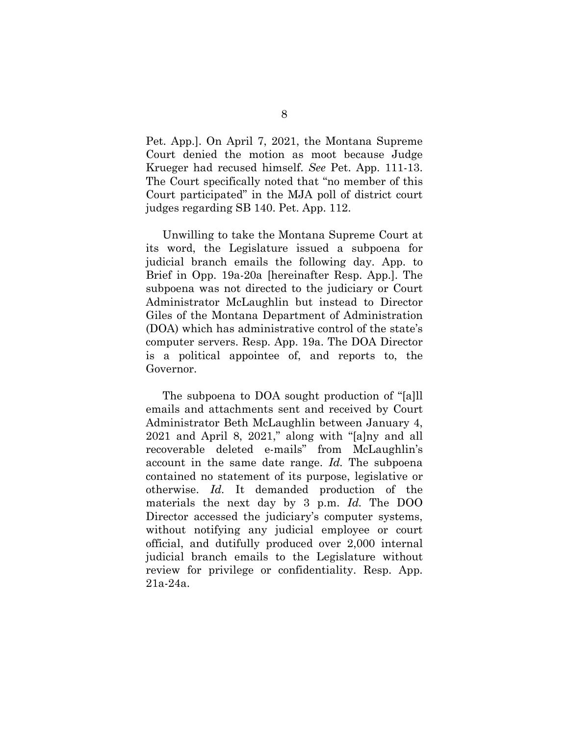Pet. App.]. On April 7, 2021, the Montana Supreme Court denied the motion as moot because Judge Krueger had recused himself. *See* Pet. App. 111-13. The Court specifically noted that "no member of this Court participated" in the MJA poll of district court judges regarding SB 140. Pet. App. 112.

Unwilling to take the Montana Supreme Court at its word, the Legislature issued a subpoena for judicial branch emails the following day. App. to Brief in Opp. 19a-20a [hereinafter Resp. App.]. The subpoena was not directed to the judiciary or Court Administrator McLaughlin but instead to Director Giles of the Montana Department of Administration (DOA) which has administrative control of the state's computer servers. Resp. App. 19a. The DOA Director is a political appointee of, and reports to, the Governor.

The subpoena to DOA sought production of "[a]ll emails and attachments sent and received by Court Administrator Beth McLaughlin between January 4, 2021 and April 8, 2021," along with "[a]ny and all recoverable deleted e-mails" from McLaughlin's account in the same date range. *Id.* The subpoena contained no statement of its purpose, legislative or otherwise. *Id.* It demanded production of the materials the next day by 3 p.m. *Id.* The DOO Director accessed the judiciary's computer systems, without notifying any judicial employee or court official, and dutifully produced over 2,000 internal judicial branch emails to the Legislature without review for privilege or confidentiality. Resp. App. 21a-24a.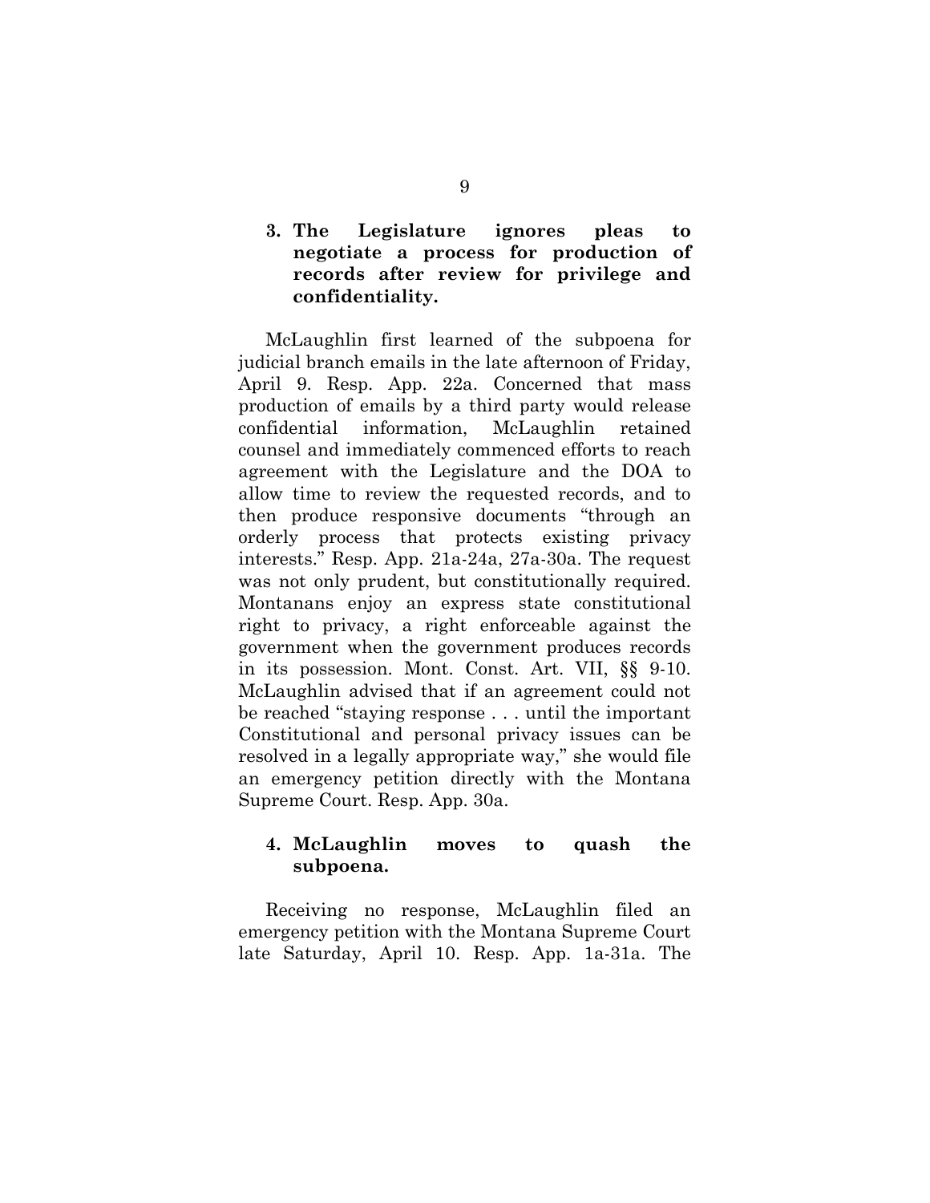### 3. The Legislature ignores pleas to negotiate a process for production of records after review for privilege and confidentiality.

McLaughlin first learned of the subpoena for judicial branch emails in the late afternoon of Friday, April 9. Resp. App. 22a. Concerned that mass production of emails by a third party would release confidential information, McLaughlin retained counsel and immediately commenced efforts to reach agreement with the Legislature and the DOA to allow time to review the requested records, and to then produce responsive documents "through an orderly process that protects existing privacy interests." Resp. App. 21a-24a, 27a-30a. The request was not only prudent, but constitutionally required. Montanans enjoy an express state constitutional right to privacy, a right enforceable against the government when the government produces records in its possession. Mont. Const. Art. VII, §§ 9-10. McLaughlin advised that if an agreement could not be reached "staying response . . . until the important Constitutional and personal privacy issues can be resolved in a legally appropriate way," she would file an emergency petition directly with the Montana Supreme Court. Resp. App. 30a.

### 4. McLaughlin moves to quash the subpoena.

Receiving no response, McLaughlin filed an emergency petition with the Montana Supreme Court late Saturday, April 10. Resp. App. 1a-31a. The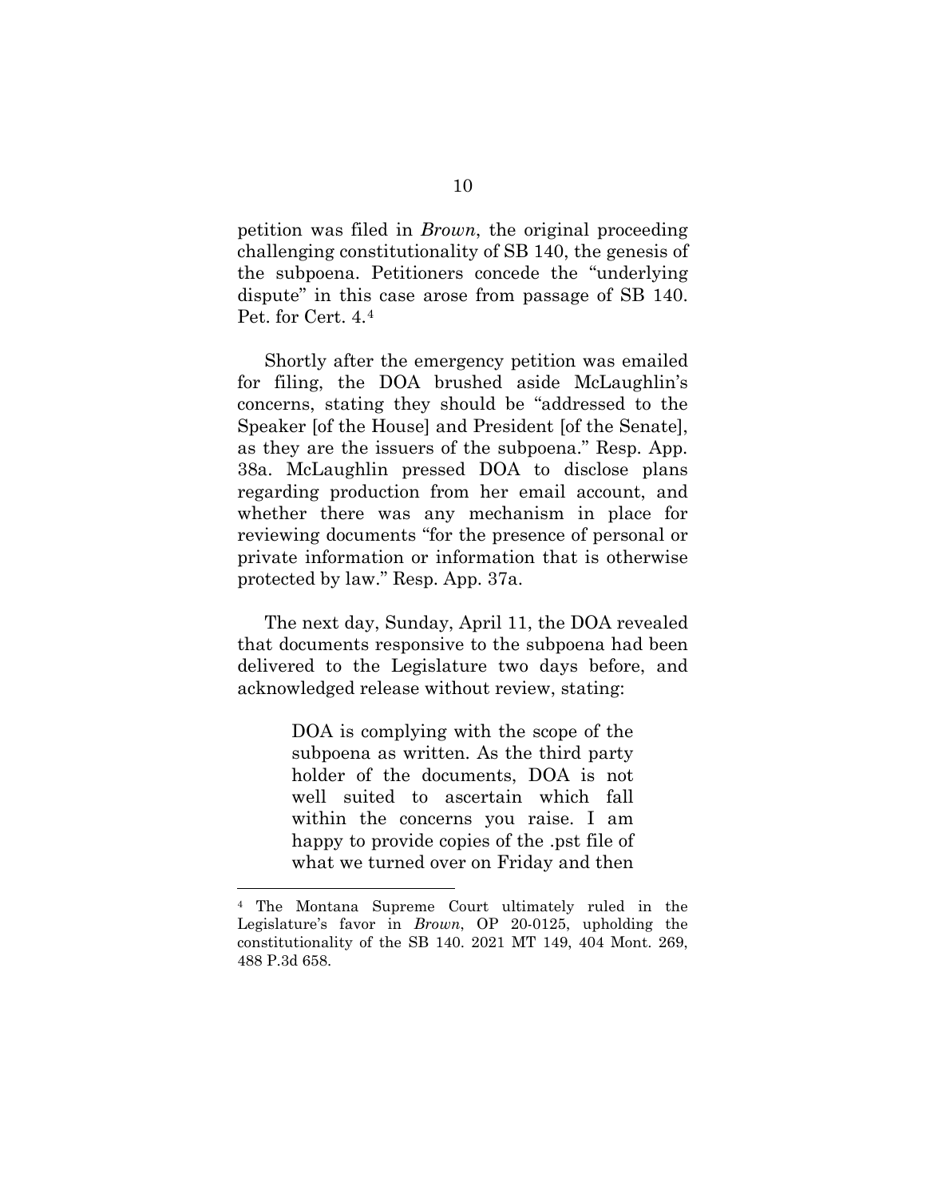petition was filed in *Brown*, the original proceeding challenging constitutionality of SB 140, the genesis of the subpoena. Petitioners concede the "underlying dispute" in this case arose from passage of SB 140. Pet. for Cert. 4.[4]

Shortly after the emergency petition was emailed for filing, the DOA brushed aside McLaughlin's concerns, stating they should be "addressed to the Speaker [of the House] and President [of the Senate], as they are the issuers of the subpoena." Resp. App. 38a. McLaughlin pressed DOA to disclose plans regarding production from her email account, and whether there was any mechanism in place for reviewing documents "for the presence of personal or private information or information that is otherwise protected by law." Resp. App. 37a.

The next day, Sunday, April 11, the DOA revealed that documents responsive to the subpoena had been delivered to the Legislature two days before, and acknowledged release without review, stating:

> DOA is complying with the scope of the subpoena as written. As the third party holder of the documents, DOA is not well suited to ascertain which fall within the concerns you raise. I am happy to provide copies of the .pst file of what we turned over on Friday and then

---

[4] The Montana Supreme Court ultimately ruled in the Legislature's favor in *Brown*, OP 20-0125, upholding the constitutionality of the SB 140. 2021 MT 149, 404 Mont. 269, 488 P.3d 658.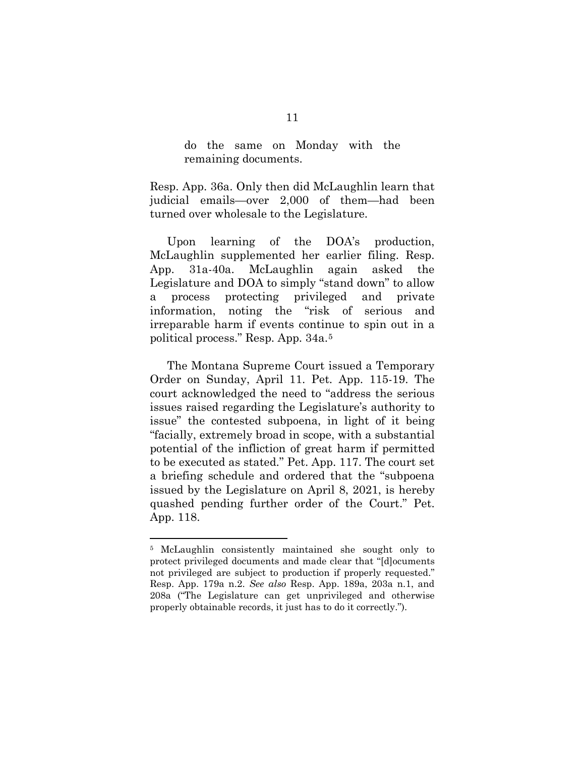> do the same on Monday with the remaining documents.

Resp. App. 36a. Only then did McLaughlin learn that judicial emails—over 2,000 of them—had been turned over wholesale to the Legislature.

Upon learning of the DOA's production, McLaughlin supplemented her earlier filing. Resp. App. 31a-40a. McLaughlin again asked the Legislature and DOA to simply "stand down" to allow a process protecting privileged and private information, noting the "risk of serious and irreparable harm if events continue to spin out in a political process." Resp. App. 34a.[5]

The Montana Supreme Court issued a Temporary Order on Sunday, April 11. Pet. App. 115-19. The court acknowledged the need to "address the serious issues raised regarding the Legislature's authority to issue" the contested subpoena, in light of it being "facially, extremely broad in scope, with a substantial potential of the infliction of great harm if permitted to be executed as stated." Pet. App. 117. The court set a briefing schedule and ordered that the "subpoena issued by the Legislature on April 8, 2021, is hereby quashed pending further order of the Court." Pet. App. 118.

---

[5] McLaughlin consistently maintained she sought only to protect privileged documents and made clear that "[d]ocuments not privileged are subject to production if properly requested." Resp. App. 179a n.2. *See also* Resp. App. 189a, 203a n.1, and 208a ("The Legislature can get unprivileged and otherwise properly obtainable records, it just has to do it correctly.").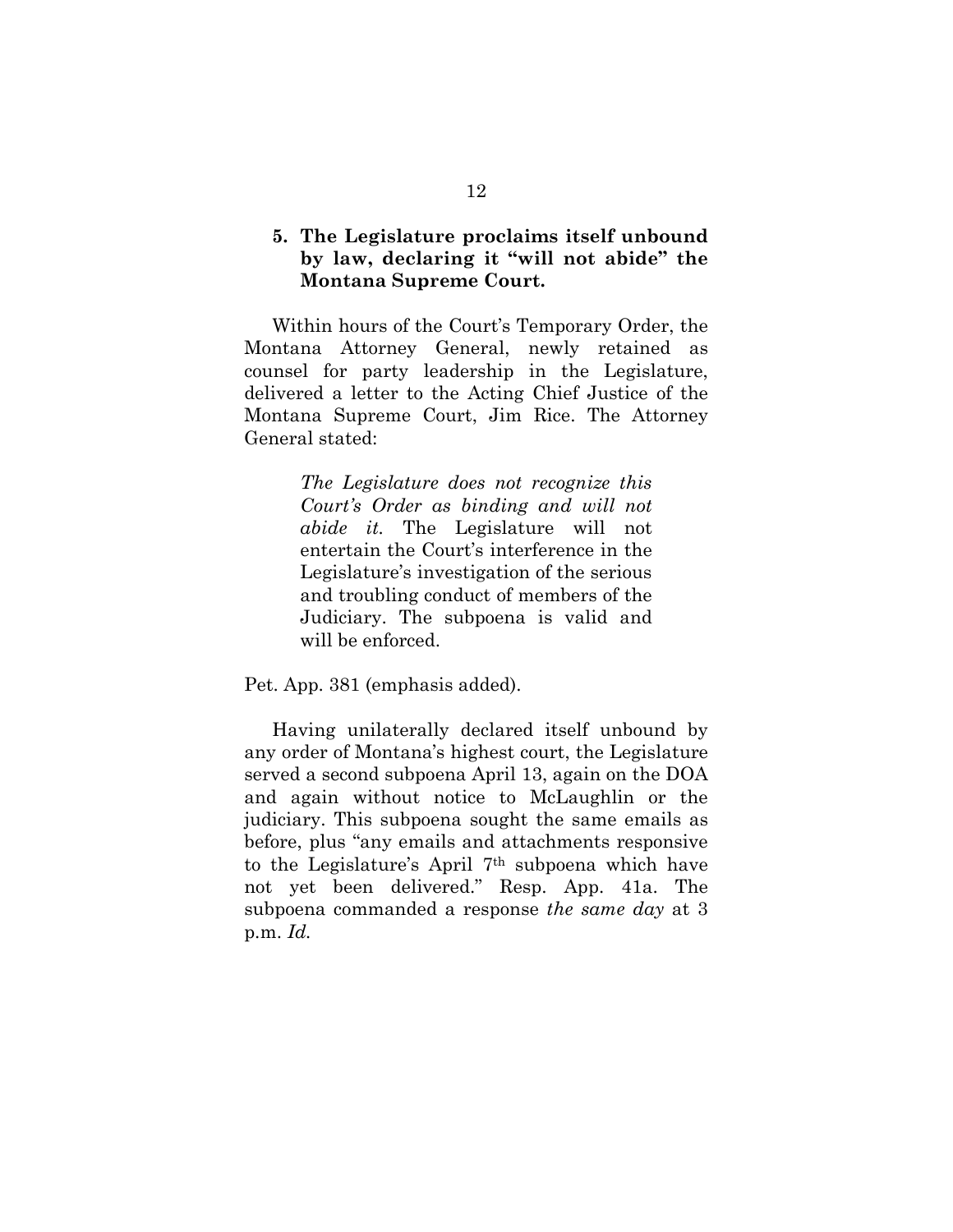### 5. The Legislature proclaims itself unbound by law, declaring it "will not abide" the Montana Supreme Court.

Within hours of the Court's Temporary Order, the Montana Attorney General, newly retained as counsel for party leadership in the Legislature, delivered a letter to the Acting Chief Justice of the Montana Supreme Court, Jim Rice. The Attorney General stated:

> *The Legislature does not recognize this Court's Order as binding and will not abide it.* The Legislature will not entertain the Court's interference in the Legislature's investigation of the serious and troubling conduct of members of the Judiciary. The subpoena is valid and will be enforced.

Pet. App. 381 (emphasis added).

Having unilaterally declared itself unbound by any order of Montana's highest court, the Legislature served a second subpoena April 13, again on the DOA and again without notice to McLaughlin or the judiciary. This subpoena sought the same emails as before, plus "any emails and attachments responsive to the Legislature's April 7th subpoena which have not yet been delivered." Resp. App. 41a. The subpoena commanded a response *the same day* at 3 p.m. *Id.*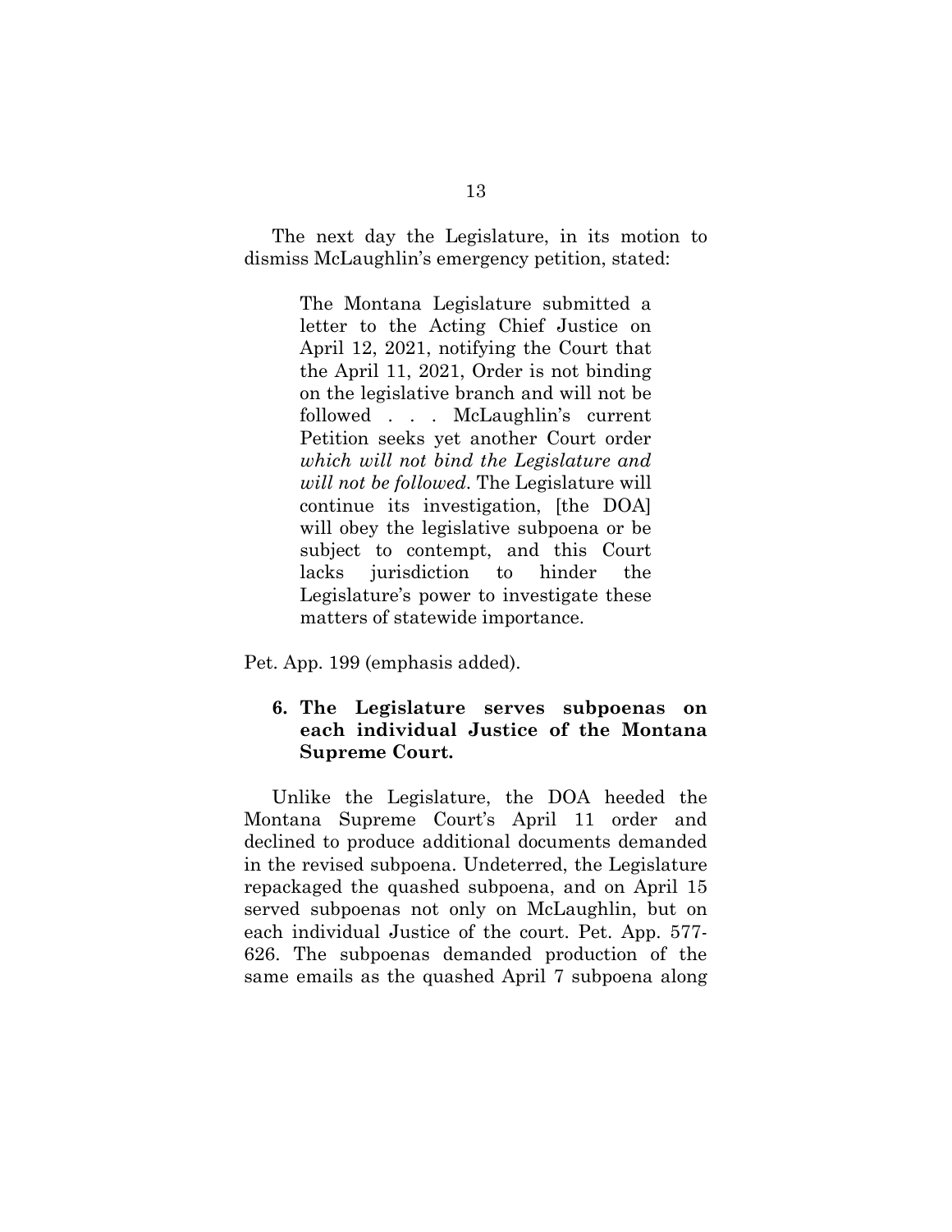The next day the Legislature, in its motion to dismiss McLaughlin's emergency petition, stated:

> The Montana Legislature submitted a letter to the Acting Chief Justice on April 12, 2021, notifying the Court that the April 11, 2021, Order is not binding on the legislative branch and will not be followed . . . McLaughlin's current Petition seeks yet another Court order *which will not bind the Legislature and will not be followed*. The Legislature will continue its investigation, [the DOA] will obey the legislative subpoena or be subject to contempt, and this Court lacks jurisdiction to hinder the Legislature's power to investigate these matters of statewide importance.

Pet. App. 199 (emphasis added).

### 6. The Legislature serves subpoenas on each individual Justice of the Montana Supreme Court.

Unlike the Legislature, the DOA heeded the Montana Supreme Court's April 11 order and declined to produce additional documents demanded in the revised subpoena. Undeterred, the Legislature repackaged the quashed subpoena, and on April 15 served subpoenas not only on McLaughlin, but on each individual Justice of the court. Pet. App. 577-626. The subpoenas demanded production of the same emails as the quashed April 7 subpoena along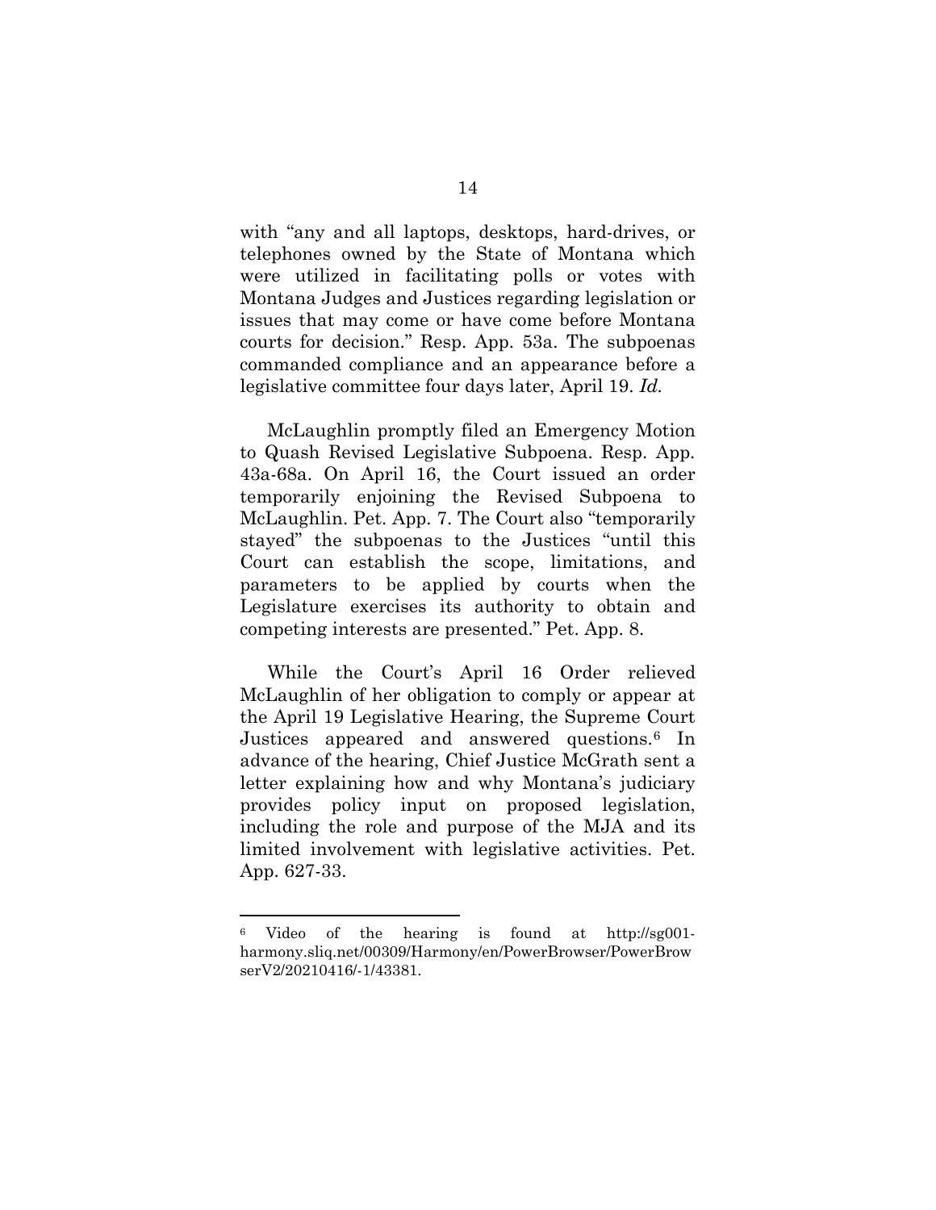with "any and all laptops, desktops, hard-drives, or telephones owned by the State of Montana which were utilized in facilitating polls or votes with Montana Judges and Justices regarding legislation or issues that may come or have come before Montana courts for decision." Resp. App. 53a. The subpoenas commanded compliance and an appearance before a legislative committee four days later, April 19. *Id.*

McLaughlin promptly filed an Emergency Motion to Quash Revised Legislative Subpoena. Resp. App. 43a-68a. On April 16, the Court issued an order temporarily enjoining the Revised Subpoena to McLaughlin. Pet. App. 7. The Court also "temporarily stayed" the subpoenas to the Justices "until this Court can establish the scope, limitations, and parameters to be applied by courts when the Legislature exercises its authority to obtain and competing interests are presented." Pet. App. 8.

While the Court's April 16 Order relieved McLaughlin of her obligation to comply or appear at the April 19 Legislative Hearing, the Supreme Court Justices appeared and answered questions.[6] In advance of the hearing, Chief Justice McGrath sent a letter explaining how and why Montana's judiciary provides policy input on proposed legislation, including the role and purpose of the MJA and its limited involvement with legislative activities. Pet. App. 627-33.

---

[6] Video of the hearing is found at http://sg001-harmony.sliq.net/00309/Harmony/en/PowerBrowser/PowerBrowserV2/20210416/-1/43381.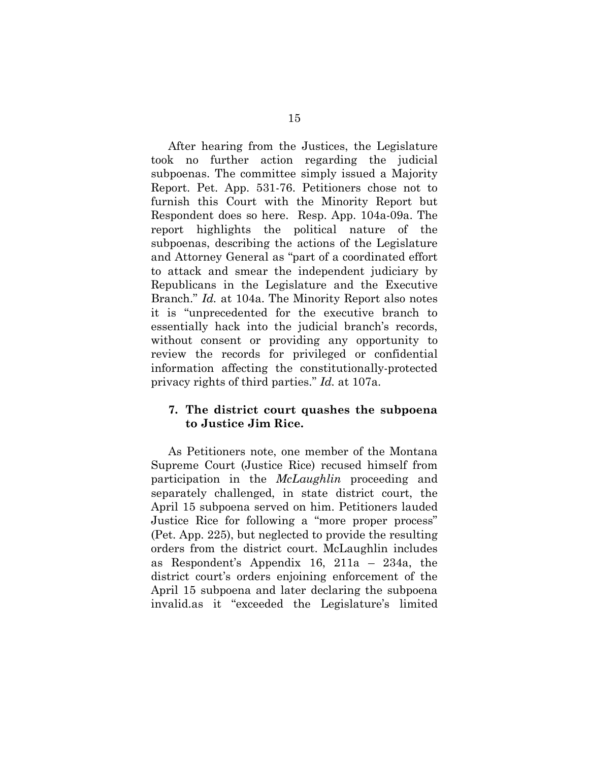After hearing from the Justices, the Legislature took no further action regarding the judicial subpoenas. The committee simply issued a Majority Report. Pet. App. 531-76. Petitioners chose not to furnish this Court with the Minority Report but Respondent does so here. Resp. App. 104a-09a. The report highlights the political nature of the subpoenas, describing the actions of the Legislature and Attorney General as "part of a coordinated effort to attack and smear the independent judiciary by Republicans in the Legislature and the Executive Branch." *Id.* at 104a. The Minority Report also notes it is "unprecedented for the executive branch to essentially hack into the judicial branch's records, without consent or providing any opportunity to review the records for privileged or confidential information affecting the constitutionally-protected privacy rights of third parties." *Id.* at 107a.

### 7. The district court quashes the subpoena to Justice Jim Rice.

As Petitioners note, one member of the Montana Supreme Court (Justice Rice) recused himself from participation in the *McLaughlin* proceeding and separately challenged, in state district court, the April 15 subpoena served on him. Petitioners lauded Justice Rice for following a "more proper process" (Pet. App. 225), but neglected to provide the resulting orders from the district court. McLaughlin includes as Respondent's Appendix 16, 211a – 234a, the district court's orders enjoining enforcement of the April 15 subpoena and later declaring the subpoena invalid.as it "exceeded the Legislature's limited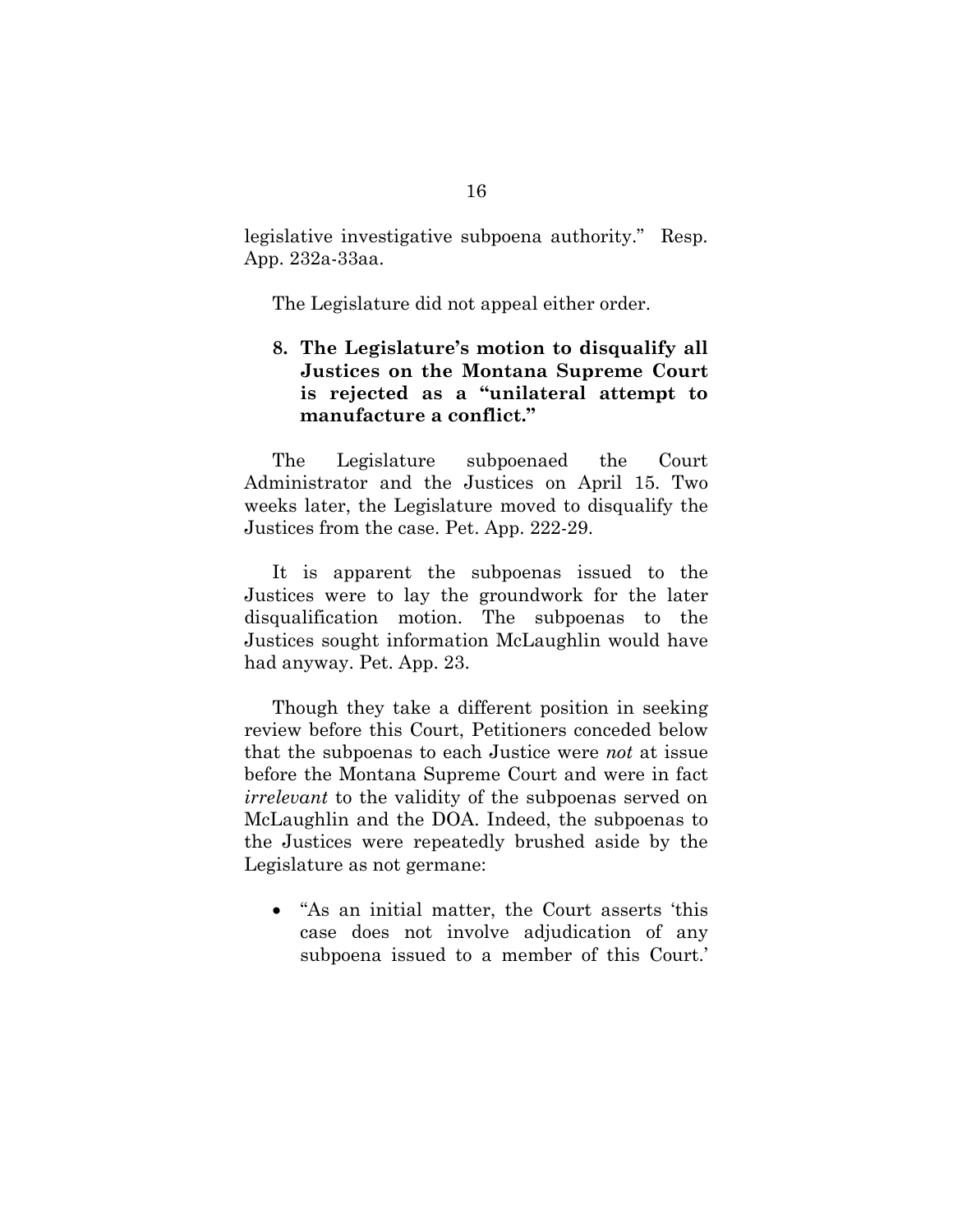legislative investigative subpoena authority." Resp. App. 232a-33aa.

The Legislature did not appeal either order.

### 8. The Legislature's motion to disqualify all Justices on the Montana Supreme Court is rejected as a "unilateral attempt to manufacture a conflict."

The Legislature subpoenaed the Court Administrator and the Justices on April 15. Two weeks later, the Legislature moved to disqualify the Justices from the case. Pet. App. 222-29.

It is apparent the subpoenas issued to the Justices were to lay the groundwork for the later disqualification motion. The subpoenas to the Justices sought information McLaughlin would have had anyway. Pet. App. 23.

Though they take a different position in seeking review before this Court, Petitioners conceded below that the subpoenas to each Justice were *not* at issue before the Montana Supreme Court and were in fact *irrelevant* to the validity of the subpoenas served on McLaughlin and the DOA. Indeed, the subpoenas to the Justices were repeatedly brushed aside by the Legislature as not germane:

- "As an initial matter, the Court asserts 'this case does not involve adjudication of any subpoena issued to a member of this Court.'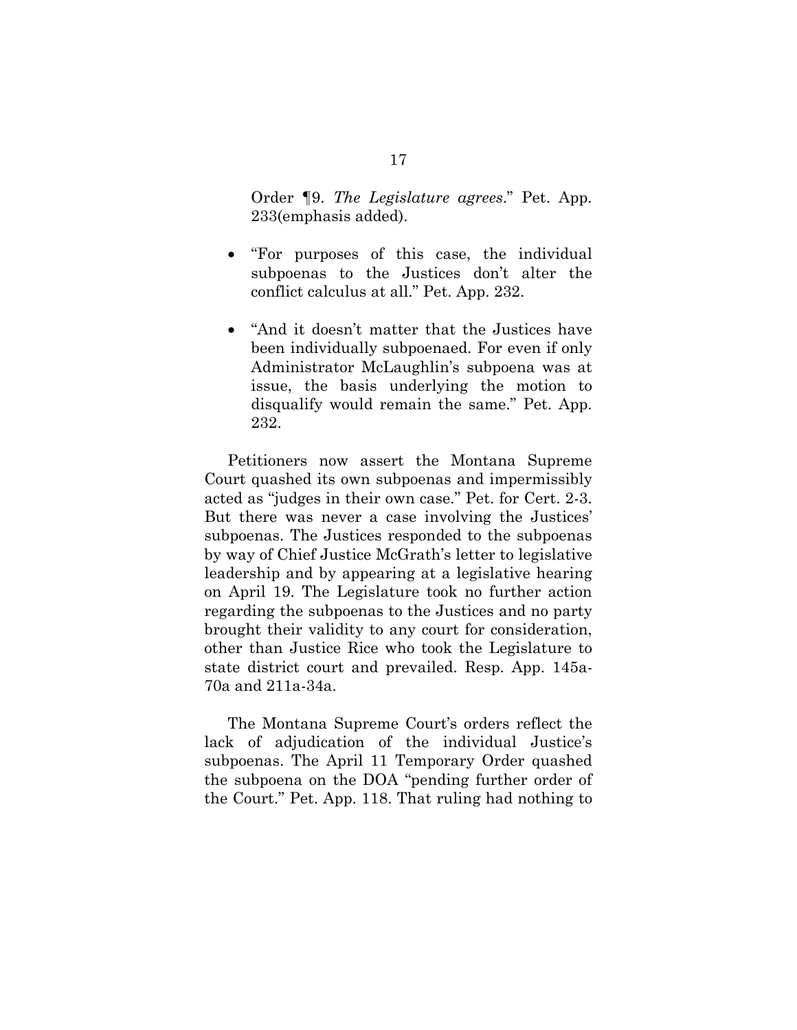Order ¶9. *The Legislature agrees*." Pet. App. 233(emphasis added).

- "For purposes of this case, the individual subpoenas to the Justices don't alter the conflict calculus at all." Pet. App. 232.

- "And it doesn't matter that the Justices have been individually subpoenaed. For even if only Administrator McLaughlin's subpoena was at issue, the basis underlying the motion to disqualify would remain the same." Pet. App. 232.

Petitioners now assert the Montana Supreme Court quashed its own subpoenas and impermissibly acted as "judges in their own case." Pet. for Cert. 2-3. But there was never a case involving the Justices' subpoenas. The Justices responded to the subpoenas by way of Chief Justice McGrath's letter to legislative leadership and by appearing at a legislative hearing on April 19. The Legislature took no further action regarding the subpoenas to the Justices and no party brought their validity to any court for consideration, other than Justice Rice who took the Legislature to state district court and prevailed. Resp. App. 145a-70a and 211a-34a.

The Montana Supreme Court's orders reflect the lack of adjudication of the individual Justice's subpoenas. The April 11 Temporary Order quashed the subpoena on the DOA "pending further order of the Court." Pet. App. 118. That ruling had nothing to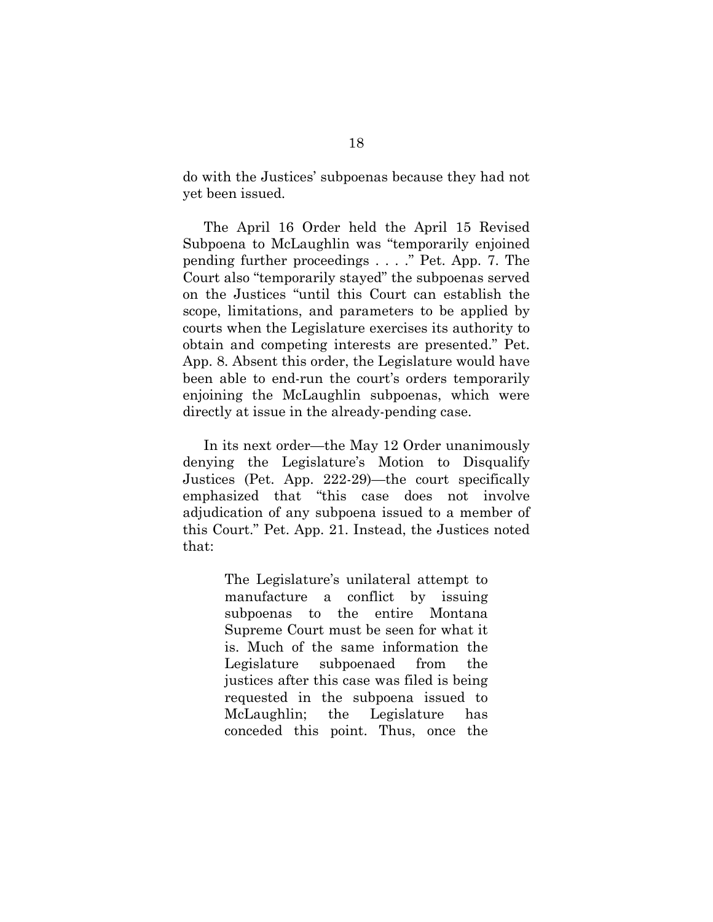do with the Justices' subpoenas because they had not yet been issued.

The April 16 Order held the April 15 Revised Subpoena to McLaughlin was "temporarily enjoined pending further proceedings . . . ." Pet. App. 7. The Court also "temporarily stayed" the subpoenas served on the Justices "until this Court can establish the scope, limitations, and parameters to be applied by courts when the Legislature exercises its authority to obtain and competing interests are presented." Pet. App. 8. Absent this order, the Legislature would have been able to end-run the court's orders temporarily enjoining the McLaughlin subpoenas, which were directly at issue in the already-pending case.

In its next order—the May 12 Order unanimously denying the Legislature's Motion to Disqualify Justices (Pet. App. 222-29)—the court specifically emphasized that "this case does not involve adjudication of any subpoena issued to a member of this Court." Pet. App. 21. Instead, the Justices noted that:

> The Legislature's unilateral attempt to manufacture a conflict by issuing subpoenas to the entire Montana Supreme Court must be seen for what it is. Much of the same information the Legislature subpoenaed from the justices after this case was filed is being requested in the subpoena issued to McLaughlin; the Legislature has conceded this point. Thus, once the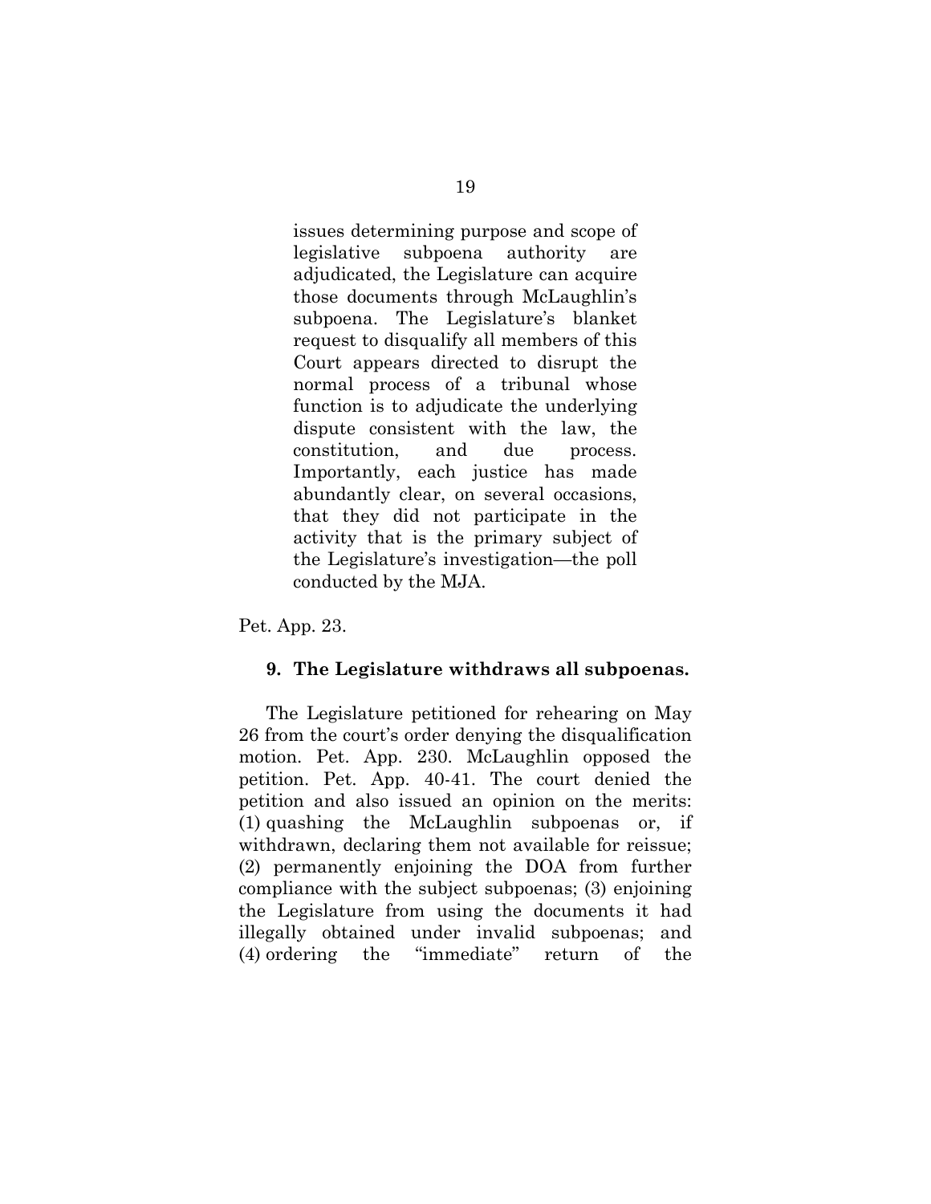> issues determining purpose and scope of legislative subpoena authority are adjudicated, the Legislature can acquire those documents through McLaughlin's subpoena. The Legislature's blanket request to disqualify all members of this Court appears directed to disrupt the normal process of a tribunal whose function is to adjudicate the underlying dispute consistent with the law, the constitution, and due process. Importantly, each justice has made abundantly clear, on several occasions, that they did not participate in the activity that is the primary subject of the Legislature's investigation—the poll conducted by the MJA.

Pet. App. 23.

### 9. The Legislature withdraws all subpoenas.

The Legislature petitioned for rehearing on May 26 from the court's order denying the disqualification motion. Pet. App. 230. McLaughlin opposed the petition. Pet. App. 40-41. The court denied the petition and also issued an opinion on the merits: (1) quashing the McLaughlin subpoenas or, if withdrawn, declaring them not available for reissue; (2) permanently enjoining the DOA from further compliance with the subject subpoenas; (3) enjoining the Legislature from using the documents it had illegally obtained under invalid subpoenas; and (4) ordering the "immediate" return of the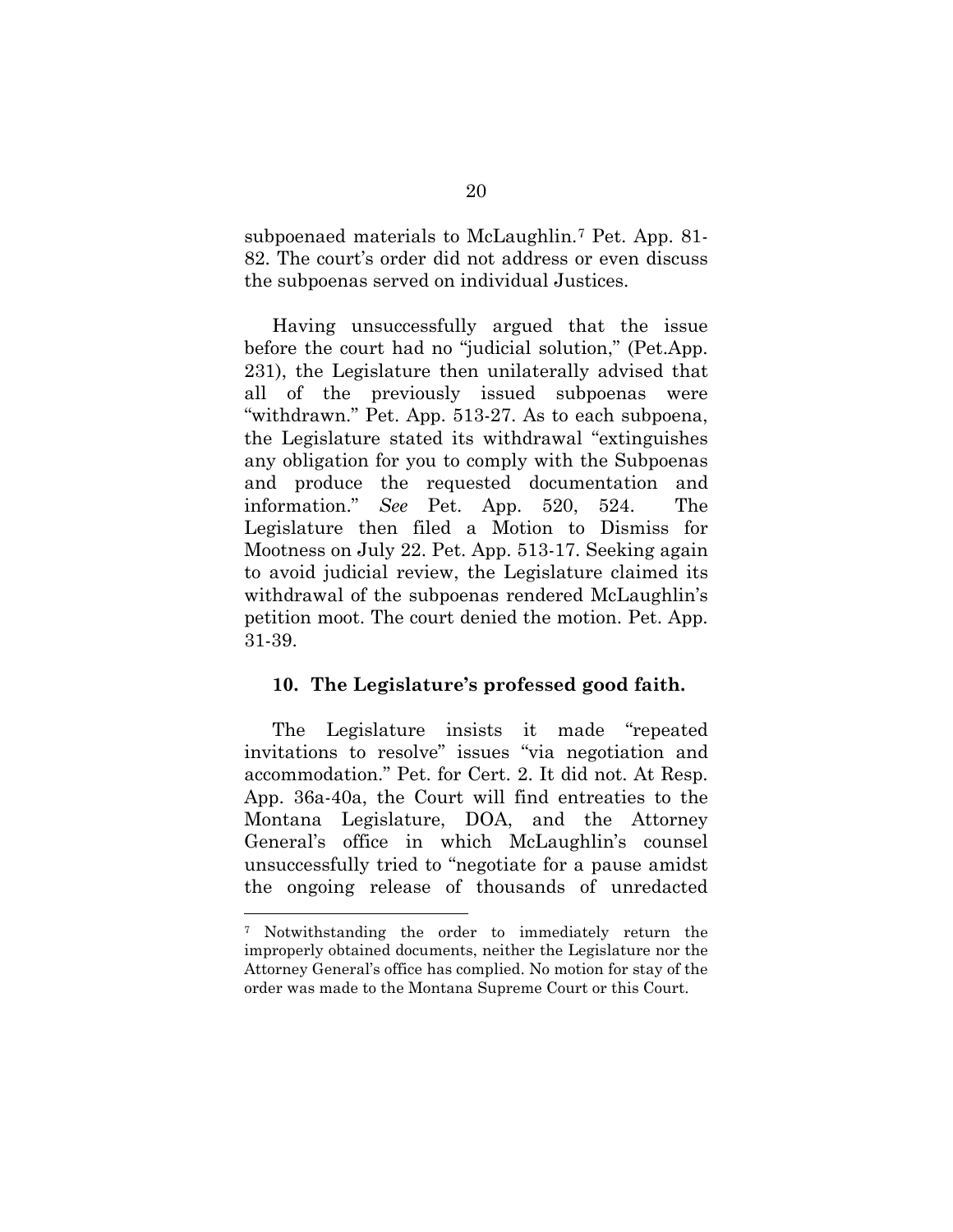subpoenaed materials to McLaughlin.[7] Pet. App. 81-82. The court's order did not address or even discuss the subpoenas served on individual Justices.

Having unsuccessfully argued that the issue before the court had no "judicial solution," (Pet.App. 231), the Legislature then unilaterally advised that all of the previously issued subpoenas were "withdrawn." Pet. App. 513-27. As to each subpoena, the Legislature stated its withdrawal "extinguishes any obligation for you to comply with the Subpoenas and produce the requested documentation and information." *See* Pet. App. 520, 524. The Legislature then filed a Motion to Dismiss for Mootness on July 22. Pet. App. 513-17. Seeking again to avoid judicial review, the Legislature claimed its withdrawal of the subpoenas rendered McLaughlin's petition moot. The court denied the motion. Pet. App. 31-39.

### 10. The Legislature's professed good faith.

The Legislature insists it made "repeated invitations to resolve" issues "via negotiation and accommodation." Pet. for Cert. 2. It did not. At Resp. App. 36a-40a, the Court will find entreaties to the Montana Legislature, DOA, and the Attorney General's office in which McLaughlin's counsel unsuccessfully tried to "negotiate for a pause amidst the ongoing release of thousands of unredacted

---

[7] Notwithstanding the order to immediately return the improperly obtained documents, neither the Legislature nor the Attorney General's office has complied. No motion for stay of the order was made to the Montana Supreme Court or this Court.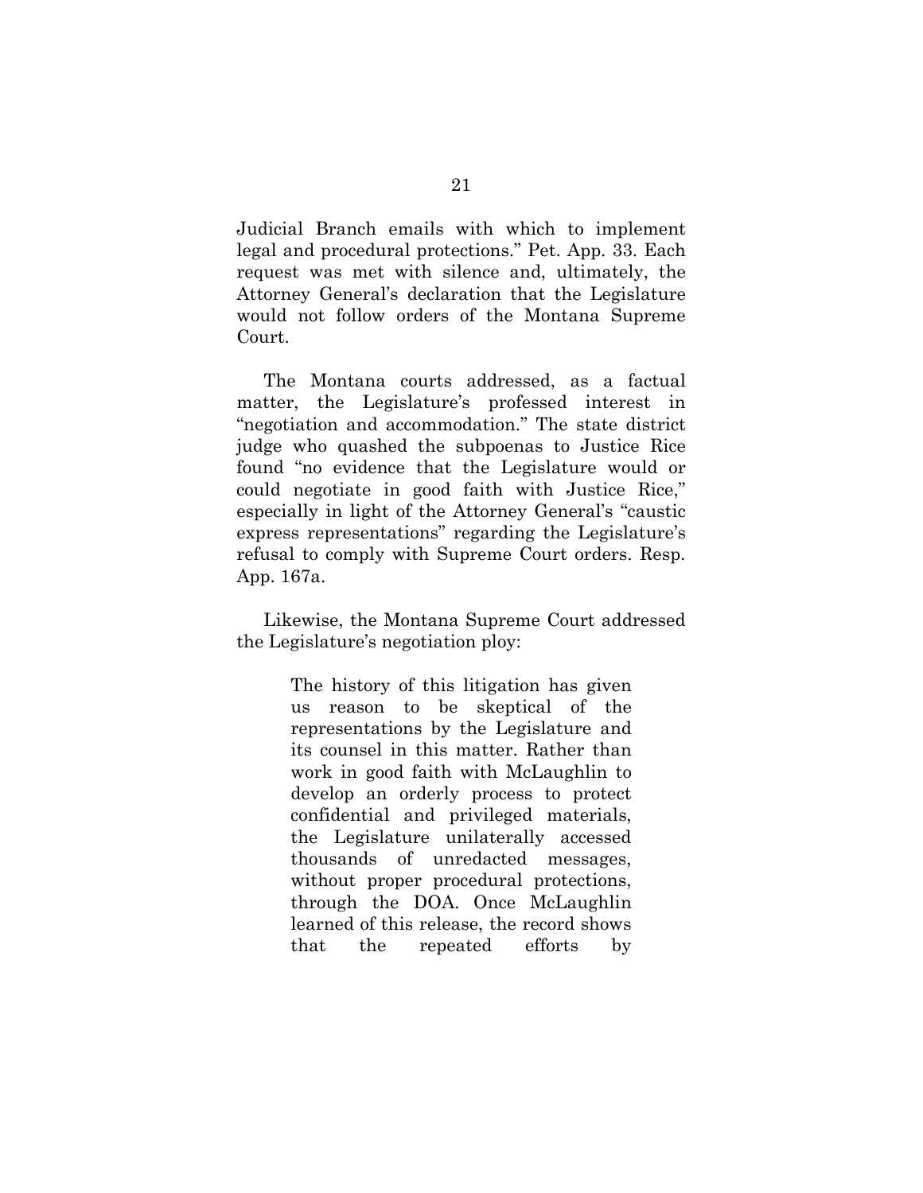Judicial Branch emails with which to implement legal and procedural protections." Pet. App. 33. Each request was met with silence and, ultimately, the Attorney General's declaration that the Legislature would not follow orders of the Montana Supreme Court.

The Montana courts addressed, as a factual matter, the Legislature's professed interest in "negotiation and accommodation." The state district judge who quashed the subpoenas to Justice Rice found "no evidence that the Legislature would or could negotiate in good faith with Justice Rice," especially in light of the Attorney General's "caustic express representations" regarding the Legislature's refusal to comply with Supreme Court orders. Resp. App. 167a.

Likewise, the Montana Supreme Court addressed the Legislature's negotiation ploy:

> The history of this litigation has given us reason to be skeptical of the representations by the Legislature and its counsel in this matter. Rather than work in good faith with McLaughlin to develop an orderly process to protect confidential and privileged materials, the Legislature unilaterally accessed thousands of unredacted messages, without proper procedural protections, through the DOA. Once McLaughlin learned of this release, the record shows that the repeated efforts by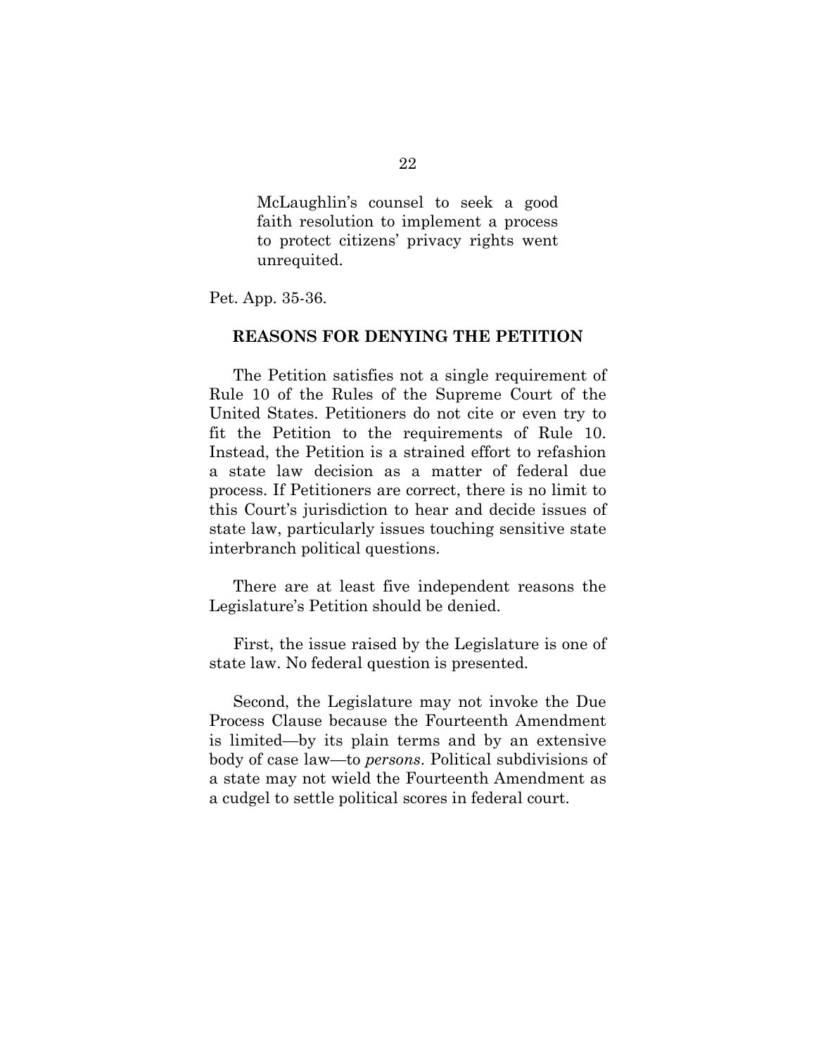> McLaughlin's counsel to seek a good faith resolution to implement a process to protect citizens' privacy rights went unrequited.

Pet. App. 35-36.

## REASONS FOR DENYING THE PETITION

The Petition satisfies not a single requirement of Rule 10 of the Rules of the Supreme Court of the United States. Petitioners do not cite or even try to fit the Petition to the requirements of Rule 10. Instead, the Petition is a strained effort to refashion a state law decision as a matter of federal due process. If Petitioners are correct, there is no limit to this Court's jurisdiction to hear and decide issues of state law, particularly issues touching sensitive state interbranch political questions.

There are at least five independent reasons the Legislature's Petition should be denied.

First, the issue raised by the Legislature is one of state law. No federal question is presented.

Second, the Legislature may not invoke the Due Process Clause because the Fourteenth Amendment is limited—by its plain terms and by an extensive body of case law—to *persons*. Political subdivisions of a state may not wield the Fourteenth Amendment as a cudgel to settle political scores in federal court.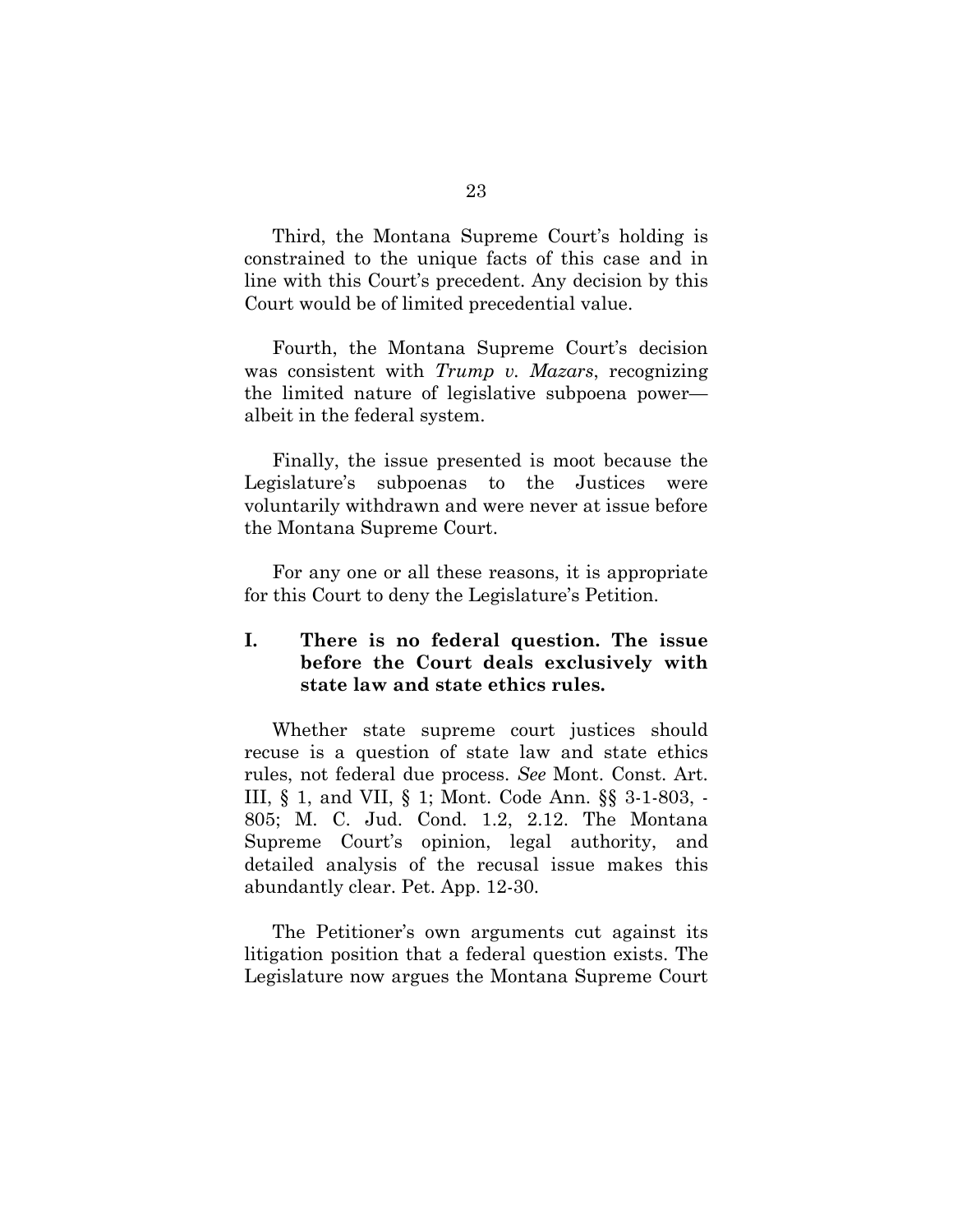Third, the Montana Supreme Court's holding is constrained to the unique facts of this case and in line with this Court's precedent. Any decision by this Court would be of limited precedential value.

Fourth, the Montana Supreme Court's decision was consistent with *Trump v. Mazars*, recognizing the limited nature of legislative subpoena power—albeit in the federal system.

Finally, the issue presented is moot because the Legislature's subpoenas to the Justices were voluntarily withdrawn and were never at issue before the Montana Supreme Court.

For any one or all these reasons, it is appropriate for this Court to deny the Legislature's Petition.

## I. There is no federal question. The issue before the Court deals exclusively with state law and state ethics rules.

Whether state supreme court justices should recuse is a question of state law and state ethics rules, not federal due process. *See* Mont. Const. Art. III, § 1, and VII, § 1; Mont. Code Ann. §§ 3-1-803, -805; M. C. Jud. Cond. 1.2, 2.12. The Montana Supreme Court's opinion, legal authority, and detailed analysis of the recusal issue makes this abundantly clear. Pet. App. 12-30.

The Petitioner's own arguments cut against its litigation position that a federal question exists. The Legislature now argues the Montana Supreme Court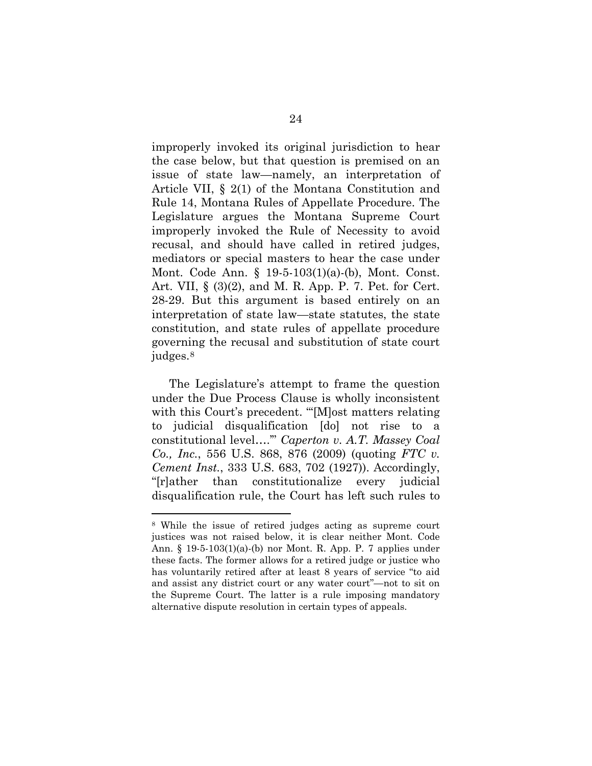improperly invoked its original jurisdiction to hear the case below, but that question is premised on an issue of state law—namely, an interpretation of Article VII, § 2(1) of the Montana Constitution and Rule 14, Montana Rules of Appellate Procedure. The Legislature argues the Montana Supreme Court improperly invoked the Rule of Necessity to avoid recusal, and should have called in retired judges, mediators or special masters to hear the case under Mont. Code Ann. § 19-5-103(1)(a)-(b), Mont. Const. Art. VII, § (3)(2), and M. R. App. P. 7. Pet. for Cert. 28-29. But this argument is based entirely on an interpretation of state law—state statutes, the state constitution, and state rules of appellate procedure governing the recusal and substitution of state court judges.[8]

The Legislature's attempt to frame the question under the Due Process Clause is wholly inconsistent with this Court's precedent. "'[M]ost matters relating to judicial disqualification [do] not rise to a constitutional level….'" *Caperton v. A.T. Massey Coal Co., Inc.*, 556 U.S. 868, 876 (2009) (quoting *FTC v. Cement Inst.*, 333 U.S. 683, 702 (1927)). Accordingly, "[r]ather than constitutionalize every judicial disqualification rule, the Court has left such rules to

---

[8] While the issue of retired judges acting as supreme court justices was not raised below, it is clear neither Mont. Code Ann. § 19-5-103(1)(a)-(b) nor Mont. R. App. P. 7 applies under these facts. The former allows for a retired judge or justice who has voluntarily retired after at least 8 years of service "to aid and assist any district court or any water court"—not to sit on the Supreme Court. The latter is a rule imposing mandatory alternative dispute resolution in certain types of appeals.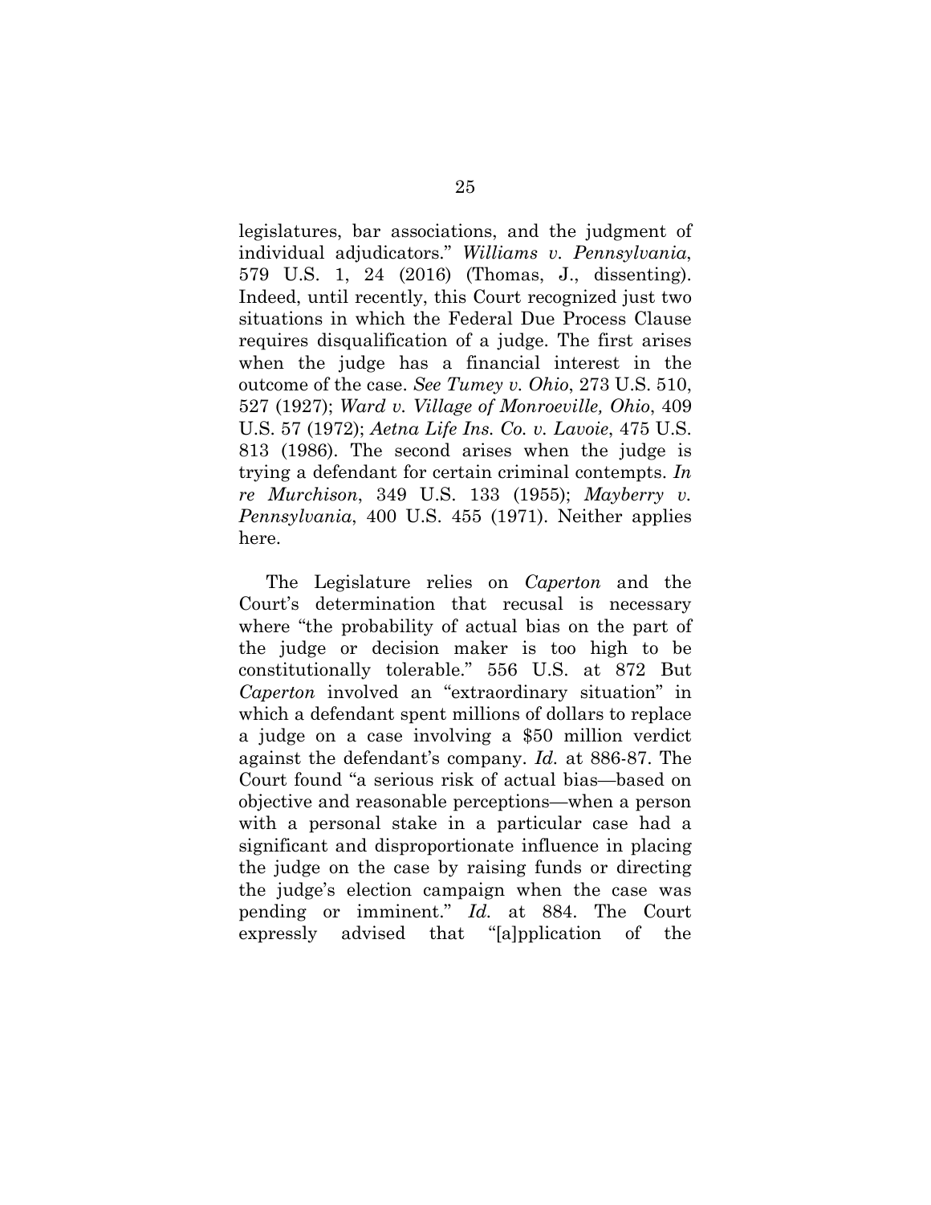legislatures, bar associations, and the judgment of individual adjudicators." *Williams v. Pennsylvania*, 579 U.S. 1, 24 (2016) (Thomas, J., dissenting). Indeed, until recently, this Court recognized just two situations in which the Federal Due Process Clause requires disqualification of a judge. The first arises when the judge has a financial interest in the outcome of the case. *See Tumey v. Ohio*, 273 U.S. 510, 527 (1927); *Ward v. Village of Monroeville, Ohio*, 409 U.S. 57 (1972); *Aetna Life Ins. Co. v. Lavoie*, 475 U.S. 813 (1986). The second arises when the judge is trying a defendant for certain criminal contempts. *In re Murchison*, 349 U.S. 133 (1955); *Mayberry v. Pennsylvania*, 400 U.S. 455 (1971). Neither applies here.

The Legislature relies on *Caperton* and the Court's determination that recusal is necessary where "the probability of actual bias on the part of the judge or decision maker is too high to be constitutionally tolerable." 556 U.S. at 872 But *Caperton* involved an "extraordinary situation" in which a defendant spent millions of dollars to replace a judge on a case involving a $50 million verdict against the defendant's company. *Id.* at 886-87. The Court found "a serious risk of actual bias—based on objective and reasonable perceptions—when a person with a personal stake in a particular case had a significant and disproportionate influence in placing the judge on the case by raising funds or directing the judge's election campaign when the case was pending or imminent." *Id.* at 884. The Court expressly advised that "[a]pplication of the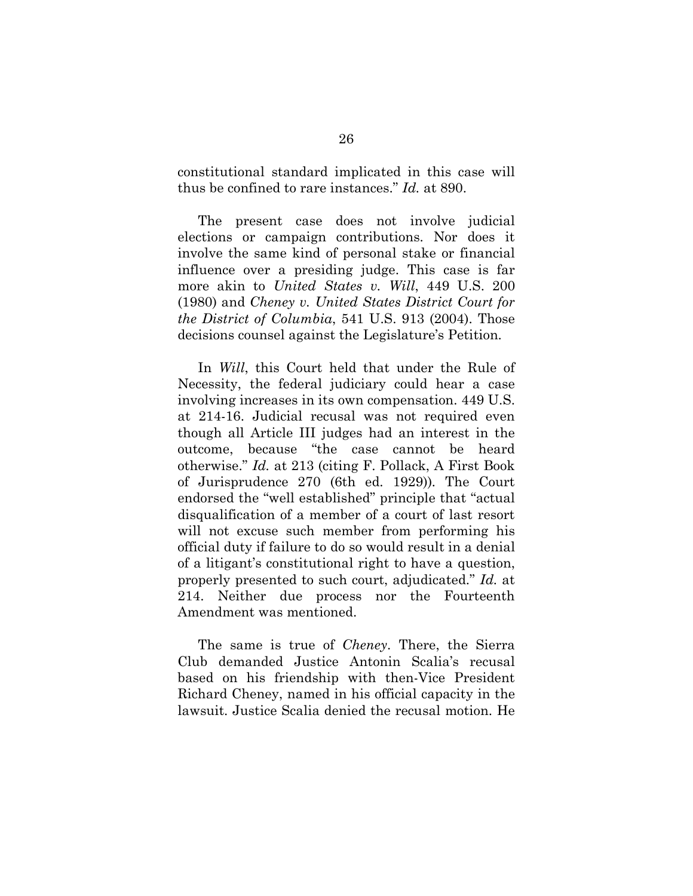constitutional standard implicated in this case will thus be confined to rare instances." *Id.* at 890.

The present case does not involve judicial elections or campaign contributions. Nor does it involve the same kind of personal stake or financial influence over a presiding judge. This case is far more akin to *United States v. Will*, 449 U.S. 200 (1980) and *Cheney v. United States District Court for the District of Columbia*, 541 U.S. 913 (2004). Those decisions counsel against the Legislature's Petition.

In *Will*, this Court held that under the Rule of Necessity, the federal judiciary could hear a case involving increases in its own compensation. 449 U.S. at 214-16. Judicial recusal was not required even though all Article III judges had an interest in the outcome, because "the case cannot be heard otherwise." *Id.* at 213 (citing F. Pollack, A First Book of Jurisprudence 270 (6th ed. 1929)). The Court endorsed the "well established" principle that "actual disqualification of a member of a court of last resort will not excuse such member from performing his official duty if failure to do so would result in a denial of a litigant's constitutional right to have a question, properly presented to such court, adjudicated." *Id.* at 214. Neither due process nor the Fourteenth Amendment was mentioned.

The same is true of *Cheney*. There, the Sierra Club demanded Justice Antonin Scalia's recusal based on his friendship with then-Vice President Richard Cheney, named in his official capacity in the lawsuit. Justice Scalia denied the recusal motion. He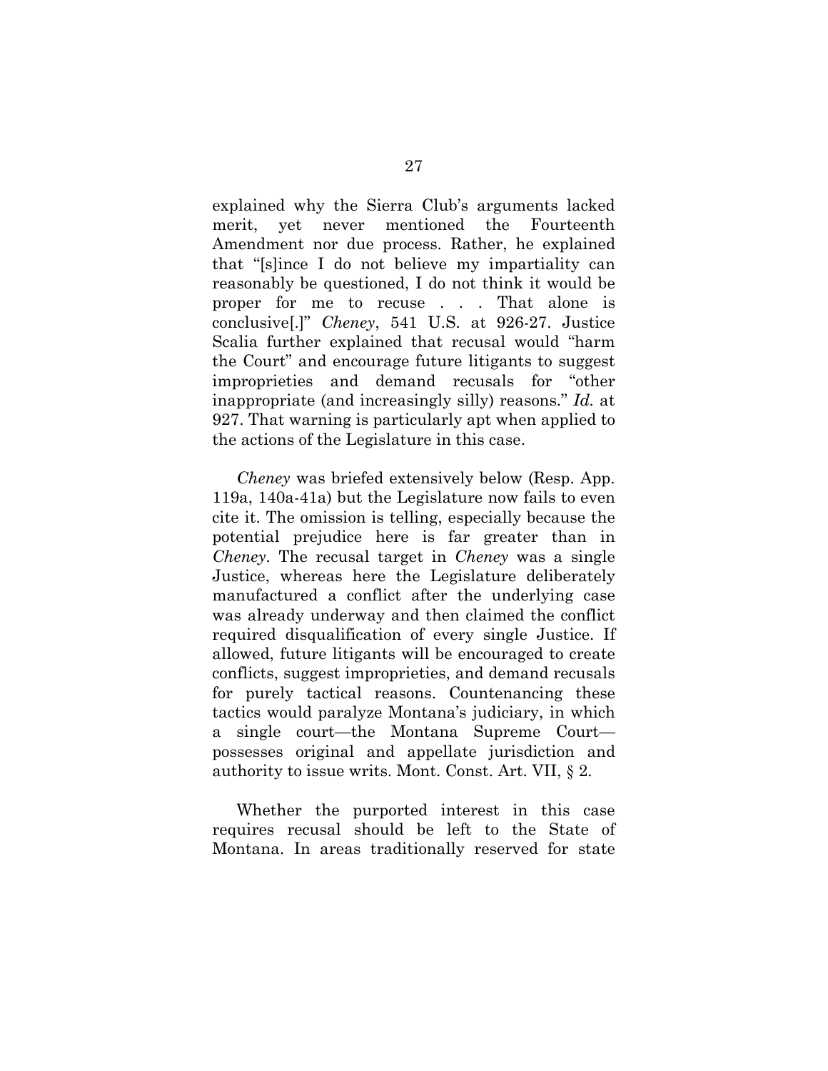explained why the Sierra Club's arguments lacked merit, yet never mentioned the Fourteenth Amendment nor due process. Rather, he explained that "[s]ince I do not believe my impartiality can reasonably be questioned, I do not think it would be proper for me to recuse . . . That alone is conclusive[.]" *Cheney*, 541 U.S. at 926-27. Justice Scalia further explained that recusal would "harm the Court" and encourage future litigants to suggest improprieties and demand recusals for "other inappropriate (and increasingly silly) reasons." *Id.* at 927. That warning is particularly apt when applied to the actions of the Legislature in this case.

*Cheney* was briefed extensively below (Resp. App. 119a, 140a-41a) but the Legislature now fails to even cite it. The omission is telling, especially because the potential prejudice here is far greater than in *Cheney*. The recusal target in *Cheney* was a single Justice, whereas here the Legislature deliberately manufactured a conflict after the underlying case was already underway and then claimed the conflict required disqualification of every single Justice. If allowed, future litigants will be encouraged to create conflicts, suggest improprieties, and demand recusals for purely tactical reasons. Countenancing these tactics would paralyze Montana's judiciary, in which a single court—the Montana Supreme Court—possesses original and appellate jurisdiction and authority to issue writs. Mont. Const. Art. VII, § 2.

Whether the purported interest in this case requires recusal should be left to the State of Montana. In areas traditionally reserved for state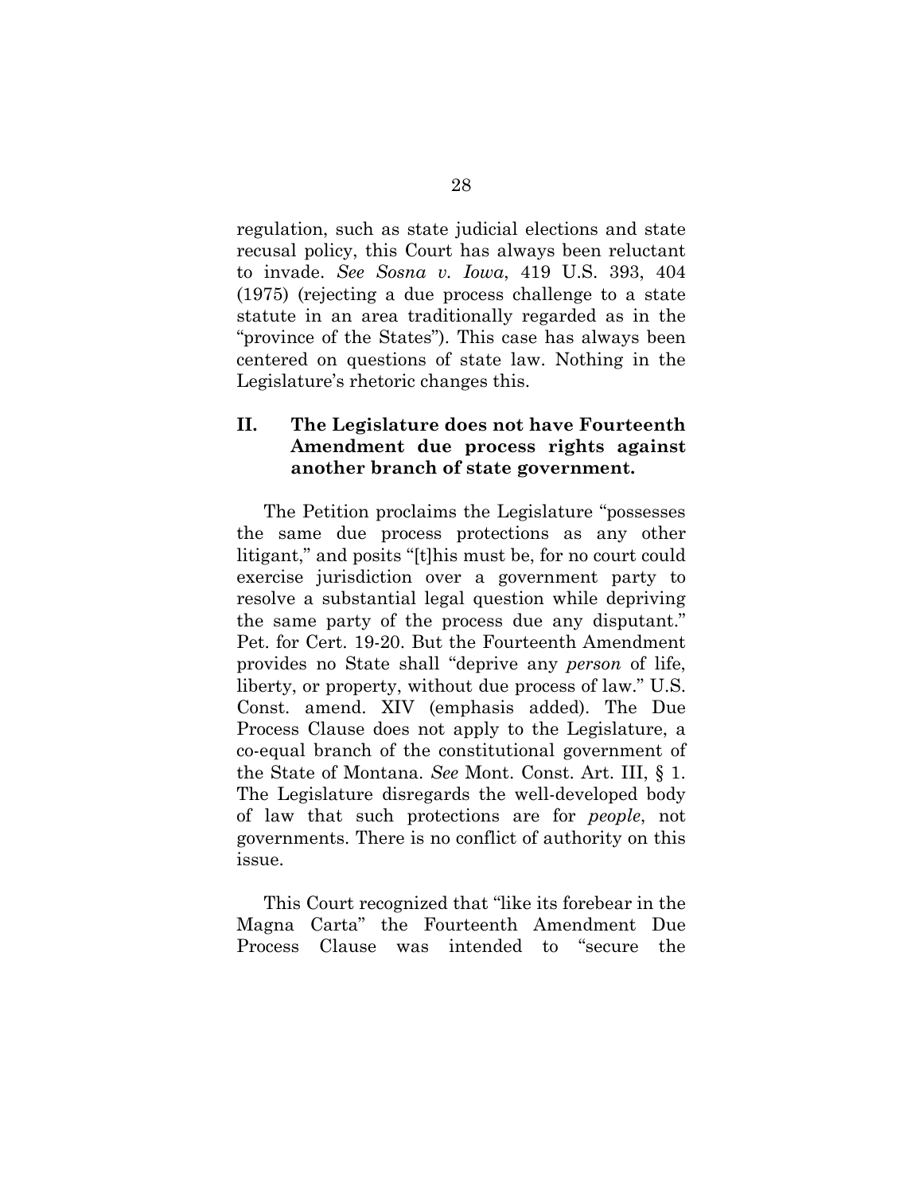regulation, such as state judicial elections and state recusal policy, this Court has always been reluctant to invade. *See Sosna v. Iowa*, 419 U.S. 393, 404 (1975) (rejecting a due process challenge to a state statute in an area traditionally regarded as in the "province of the States"). This case has always been centered on questions of state law. Nothing in the Legislature's rhetoric changes this.

## II. The Legislature does not have Fourteenth Amendment due process rights against another branch of state government.

The Petition proclaims the Legislature "possesses the same due process protections as any other litigant," and posits "[t]his must be, for no court could exercise jurisdiction over a government party to resolve a substantial legal question while depriving the same party of the process due any disputant." Pet. for Cert. 19-20. But the Fourteenth Amendment provides no State shall "deprive any *person* of life, liberty, or property, without due process of law." U.S. Const. amend. XIV (emphasis added). The Due Process Clause does not apply to the Legislature, a co-equal branch of the constitutional government of the State of Montana. *See* Mont. Const. Art. III, § 1. The Legislature disregards the well-developed body of law that such protections are for *people*, not governments. There is no conflict of authority on this issue.

This Court recognized that "like its forebear in the Magna Carta" the Fourteenth Amendment Due Process Clause was intended to "secure the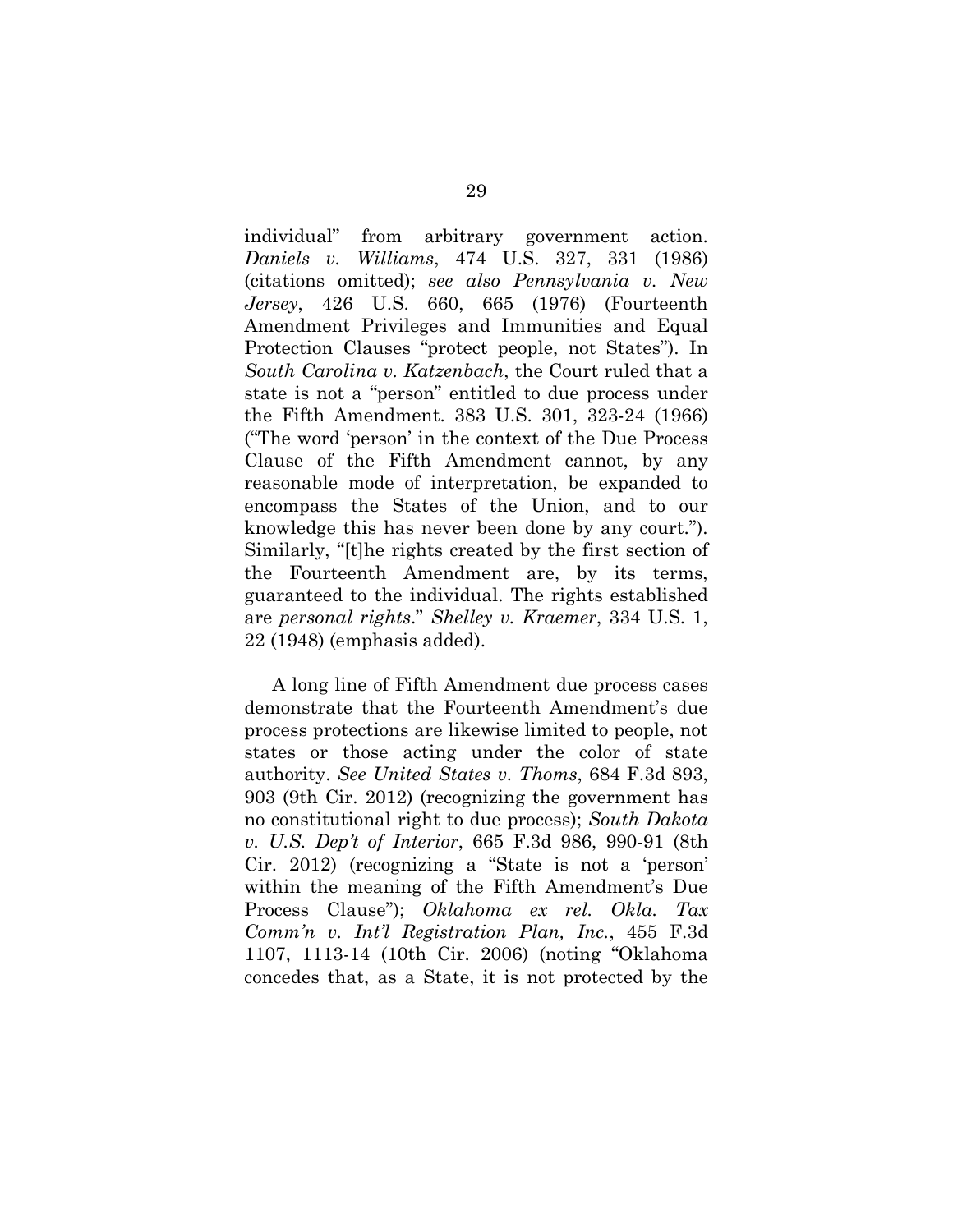individual" from arbitrary government action. *Daniels v. Williams*, 474 U.S. 327, 331 (1986) (citations omitted); *see also Pennsylvania v. New Jersey*, 426 U.S. 660, 665 (1976) (Fourteenth Amendment Privileges and Immunities and Equal Protection Clauses "protect people, not States"). In *South Carolina v. Katzenbach*, the Court ruled that a state is not a "person" entitled to due process under the Fifth Amendment. 383 U.S. 301, 323-24 (1966) ("The word 'person' in the context of the Due Process Clause of the Fifth Amendment cannot, by any reasonable mode of interpretation, be expanded to encompass the States of the Union, and to our knowledge this has never been done by any court."). Similarly, "[t]he rights created by the first section of the Fourteenth Amendment are, by its terms, guaranteed to the individual. The rights established are *personal rights*." *Shelley v. Kraemer*, 334 U.S. 1, 22 (1948) (emphasis added).

A long line of Fifth Amendment due process cases demonstrate that the Fourteenth Amendment's due process protections are likewise limited to people, not states or those acting under the color of state authority. *See United States v. Thoms*, 684 F.3d 893, 903 (9th Cir. 2012) (recognizing the government has no constitutional right to due process); *South Dakota v. U.S. Dep't of Interior*, 665 F.3d 986, 990-91 (8th Cir. 2012) (recognizing a "State is not a 'person' within the meaning of the Fifth Amendment's Due Process Clause"); *Oklahoma ex rel. Okla. Tax Comm'n v. Int'l Registration Plan, Inc.*, 455 F.3d 1107, 1113-14 (10th Cir. 2006) (noting "Oklahoma concedes that, as a State, it is not protected by the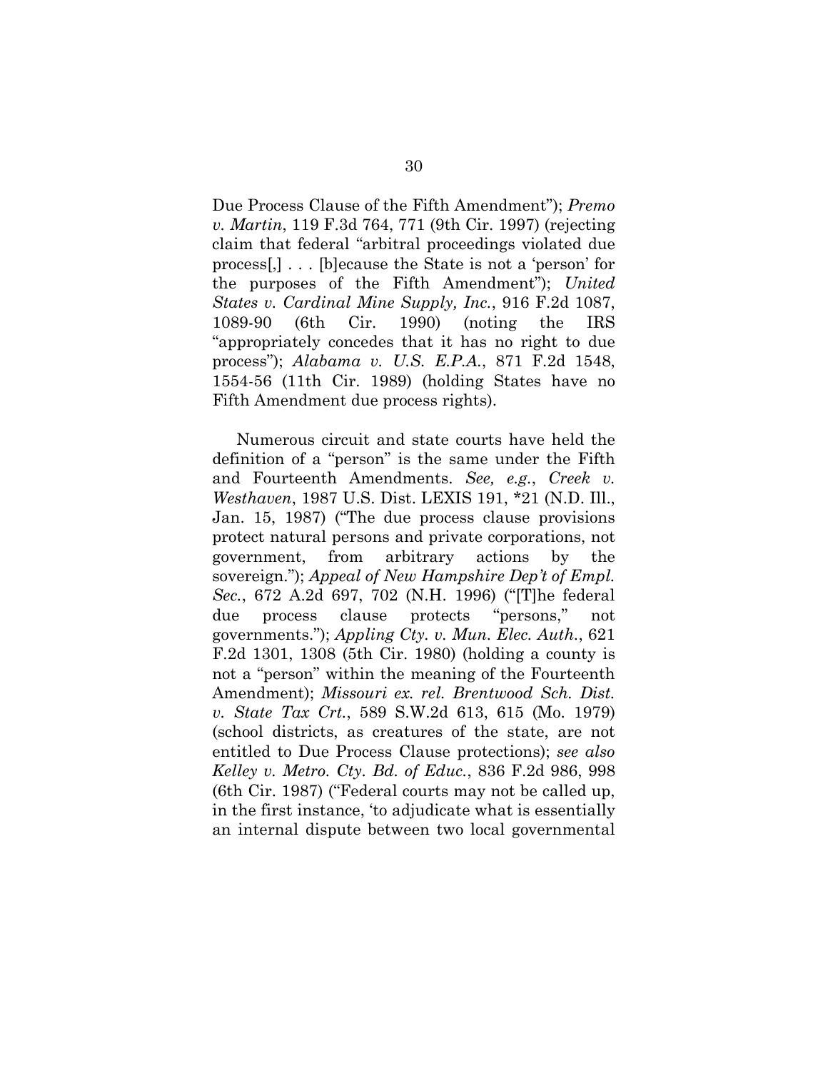Due Process Clause of the Fifth Amendment"); *Premo v. Martin*, 119 F.3d 764, 771 (9th Cir. 1997) (rejecting claim that federal "arbitral proceedings violated due process[,] . . . [b]ecause the State is not a 'person' for the purposes of the Fifth Amendment"); *United States v. Cardinal Mine Supply, Inc.*, 916 F.2d 1087, 1089-90 (6th Cir. 1990) (noting the IRS "appropriately concedes that it has no right to due process"); *Alabama v. U.S. E.P.A.*, 871 F.2d 1548, 1554-56 (11th Cir. 1989) (holding States have no Fifth Amendment due process rights).

Numerous circuit and state courts have held the definition of a "person" is the same under the Fifth and Fourteenth Amendments. *See, e.g.*, *Creek v. Westhaven*, 1987 U.S. Dist. LEXIS 191, *21 (N.D. Ill., Jan. 15, 1987) ("The due process clause provisions protect natural persons and private corporations, not government, from arbitrary actions by the sovereign."); *Appeal of New Hampshire Dep't of Empl. Sec.*, 672 A.2d 697, 702 (N.H. 1996) ("[T]he federal due process clause protects "persons," not governments."); *Appling Cty. v. Mun. Elec. Auth.*, 621 F.2d 1301, 1308 (5th Cir. 1980) (holding a county is not a "person" within the meaning of the Fourteenth Amendment); *Missouri ex. rel. Brentwood Sch. Dist. v. State Tax Crt.*, 589 S.W.2d 613, 615 (Mo. 1979) (school districts, as creatures of the state, are not entitled to Due Process Clause protections); *see also Kelley v. Metro. Cty. Bd. of Educ.*, 836 F.2d 986, 998 (6th Cir. 1987) ("Federal courts may not be called up, in the first instance, 'to adjudicate what is essentially an internal dispute between two local governmental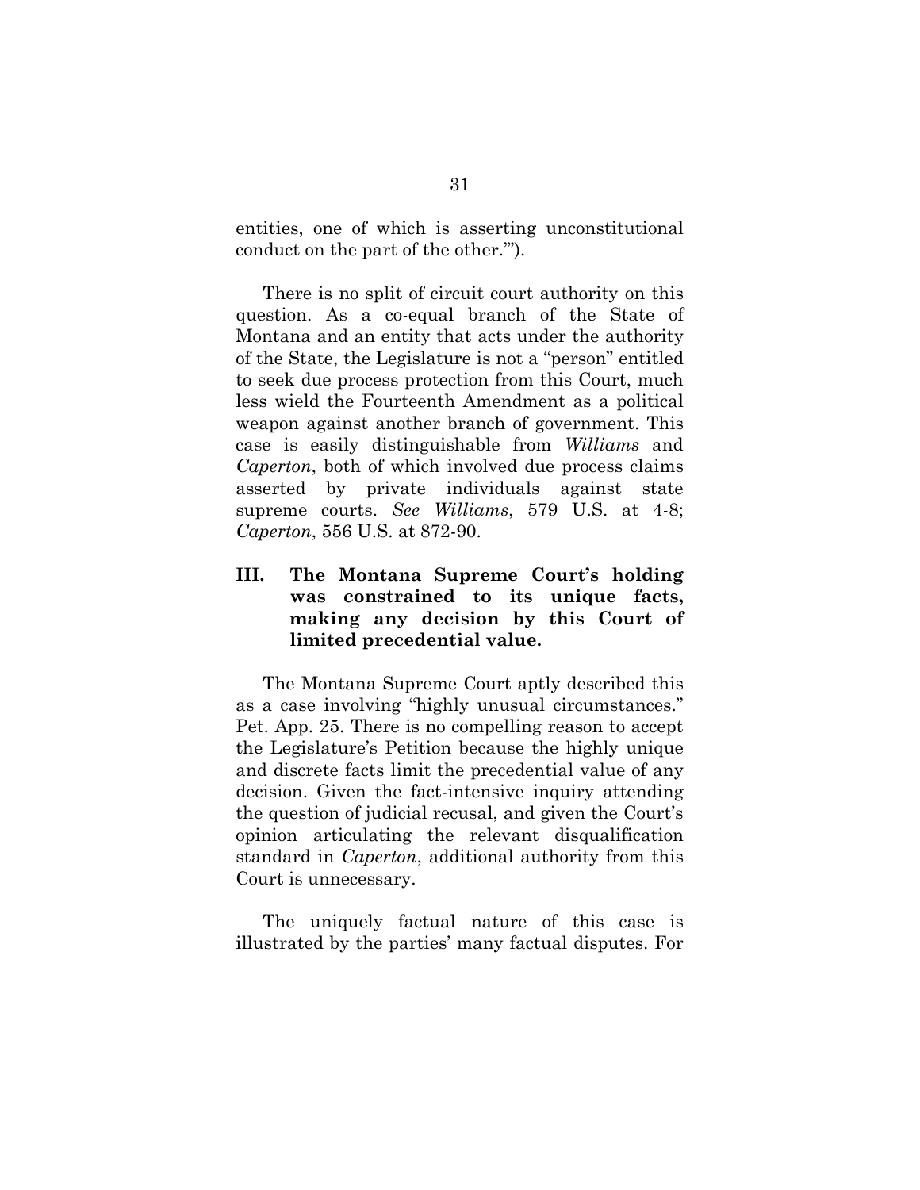entities, one of which is asserting unconstitutional conduct on the part of the other.'").

There is no split of circuit court authority on this question. As a co-equal branch of the State of Montana and an entity that acts under the authority of the State, the Legislature is not a "person" entitled to seek due process protection from this Court, much less wield the Fourteenth Amendment as a political weapon against another branch of government. This case is easily distinguishable from *Williams* and *Caperton*, both of which involved due process claims asserted by private individuals against state supreme courts. *See Williams*, 579 U.S. at 4-8; *Caperton*, 556 U.S. at 872-90.

## III. The Montana Supreme Court's holding was constrained to its unique facts, making any decision by this Court of limited precedential value.

The Montana Supreme Court aptly described this as a case involving "highly unusual circumstances." Pet. App. 25. There is no compelling reason to accept the Legislature's Petition because the highly unique and discrete facts limit the precedential value of any decision. Given the fact-intensive inquiry attending the question of judicial recusal, and given the Court's opinion articulating the relevant disqualification standard in *Caperton*, additional authority from this Court is unnecessary.

The uniquely factual nature of this case is illustrated by the parties' many factual disputes. For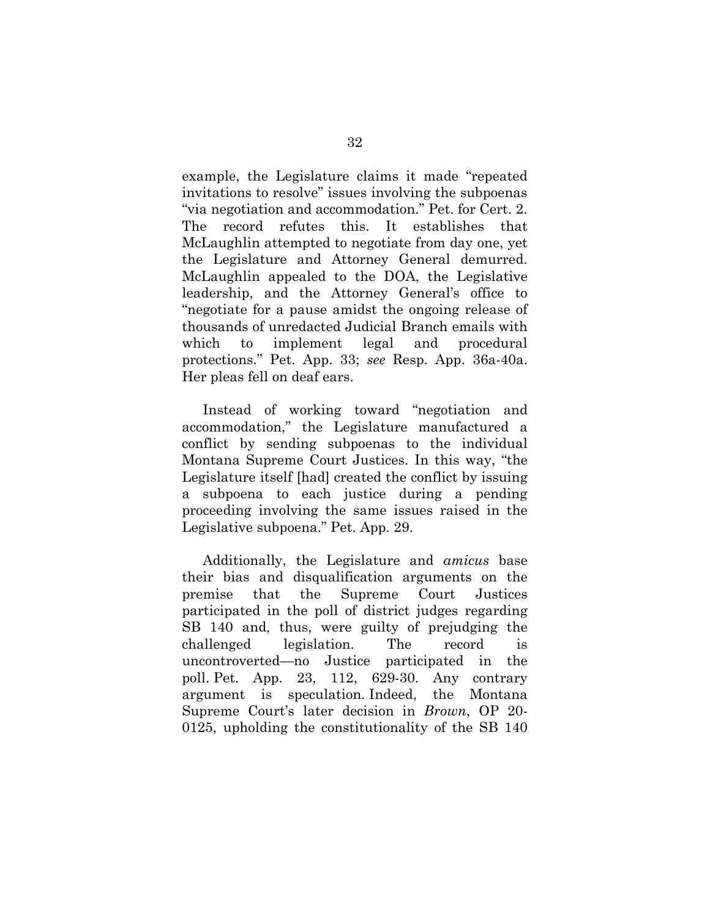example, the Legislature claims it made "repeated invitations to resolve" issues involving the subpoenas "via negotiation and accommodation." Pet. for Cert. 2. The record refutes this. It establishes that McLaughlin attempted to negotiate from day one, yet the Legislature and Attorney General demurred. McLaughlin appealed to the DOA, the Legislative leadership, and the Attorney General's office to "negotiate for a pause amidst the ongoing release of thousands of unredacted Judicial Branch emails with which to implement legal and procedural protections." Pet. App. 33; *see* Resp. App. 36a-40a. Her pleas fell on deaf ears.

Instead of working toward "negotiation and accommodation," the Legislature manufactured a conflict by sending subpoenas to the individual Montana Supreme Court Justices. In this way, "the Legislature itself [had] created the conflict by issuing a subpoena to each justice during a pending proceeding involving the same issues raised in the Legislative subpoena." Pet. App. 29.

Additionally, the Legislature and *amicus* base their bias and disqualification arguments on the premise that the Supreme Court Justices participated in the poll of district judges regarding SB 140 and, thus, were guilty of prejudging the challenged legislation. The record is uncontroverted—no Justice participated in the poll. Pet. App. 23, 112, 629-30. Any contrary argument is speculation. Indeed, the Montana Supreme Court's later decision in *Brown*, OP 20-0125, upholding the constitutionality of the SB 140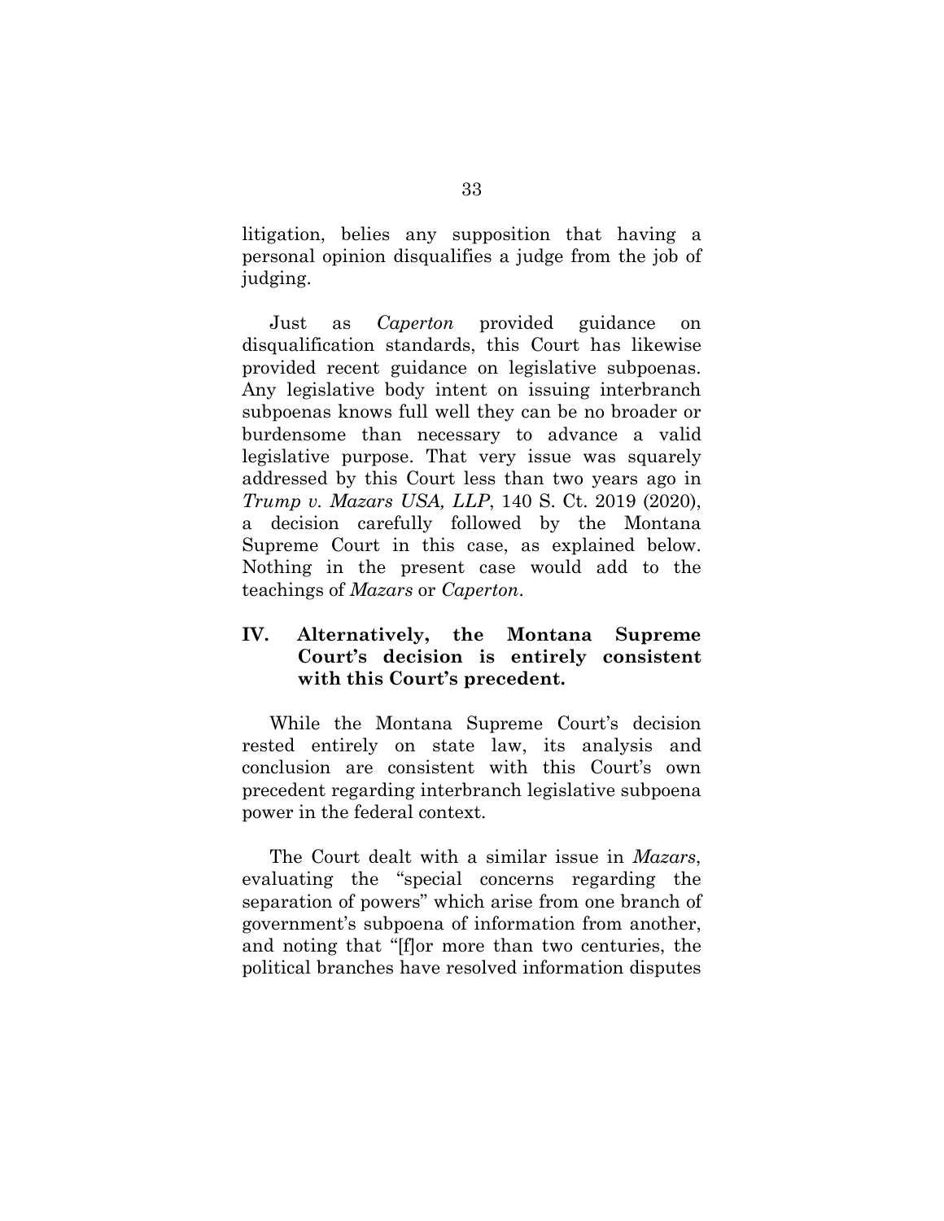litigation, belies any supposition that having a personal opinion disqualifies a judge from the job of judging.

Just as *Caperton* provided guidance on disqualification standards, this Court has likewise provided recent guidance on legislative subpoenas. Any legislative body intent on issuing interbranch subpoenas knows full well they can be no broader or burdensome than necessary to advance a valid legislative purpose. That very issue was squarely addressed by this Court less than two years ago in *Trump v. Mazars USA, LLP*, 140 S. Ct. 2019 (2020), a decision carefully followed by the Montana Supreme Court in this case, as explained below. Nothing in the present case would add to the teachings of *Mazars* or *Caperton*.

## IV. Alternatively, the Montana Supreme Court's decision is entirely consistent with this Court's precedent.

While the Montana Supreme Court's decision rested entirely on state law, its analysis and conclusion are consistent with this Court's own precedent regarding interbranch legislative subpoena power in the federal context.

The Court dealt with a similar issue in *Mazars*, evaluating the "special concerns regarding the separation of powers" which arise from one branch of government's subpoena of information from another, and noting that "[f]or more than two centuries, the political branches have resolved information disputes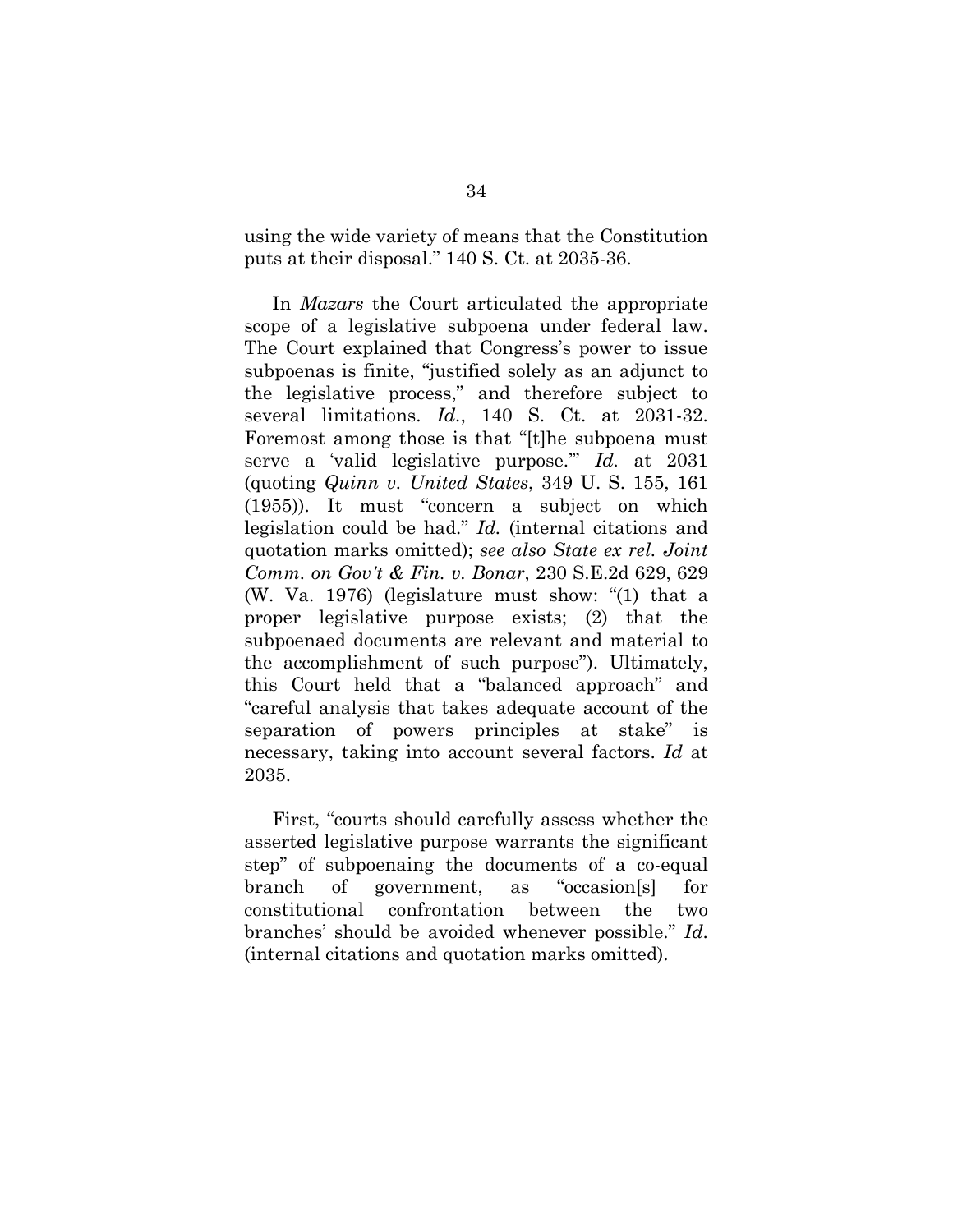using the wide variety of means that the Constitution puts at their disposal." 140 S. Ct. at 2035-36.

In *Mazars* the Court articulated the appropriate scope of a legislative subpoena under federal law. The Court explained that Congress's power to issue subpoenas is finite, "justified solely as an adjunct to the legislative process," and therefore subject to several limitations. *Id.*, 140 S. Ct. at 2031-32. Foremost among those is that "[t]he subpoena must serve a 'valid legislative purpose.'" *Id.* at 2031 (quoting *Quinn v. United States*, 349 U. S. 155, 161 (1955)). It must "concern a subject on which legislation could be had." *Id.* (internal citations and quotation marks omitted); *see also State ex rel. Joint Comm. on Gov't & Fin. v. Bonar*, 230 S.E.2d 629, 629 (W. Va. 1976) (legislature must show: "(1) that a proper legislative purpose exists; (2) that the subpoenaed documents are relevant and material to the accomplishment of such purpose"). Ultimately, this Court held that a "balanced approach" and "careful analysis that takes adequate account of the separation of powers principles at stake" is necessary, taking into account several factors. *Id* at 2035.

First, "courts should carefully assess whether the asserted legislative purpose warrants the significant step" of subpoenaing the documents of a co-equal branch of government, as "occasion[s] for constitutional confrontation between the two branches' should be avoided whenever possible." *Id.* (internal citations and quotation marks omitted).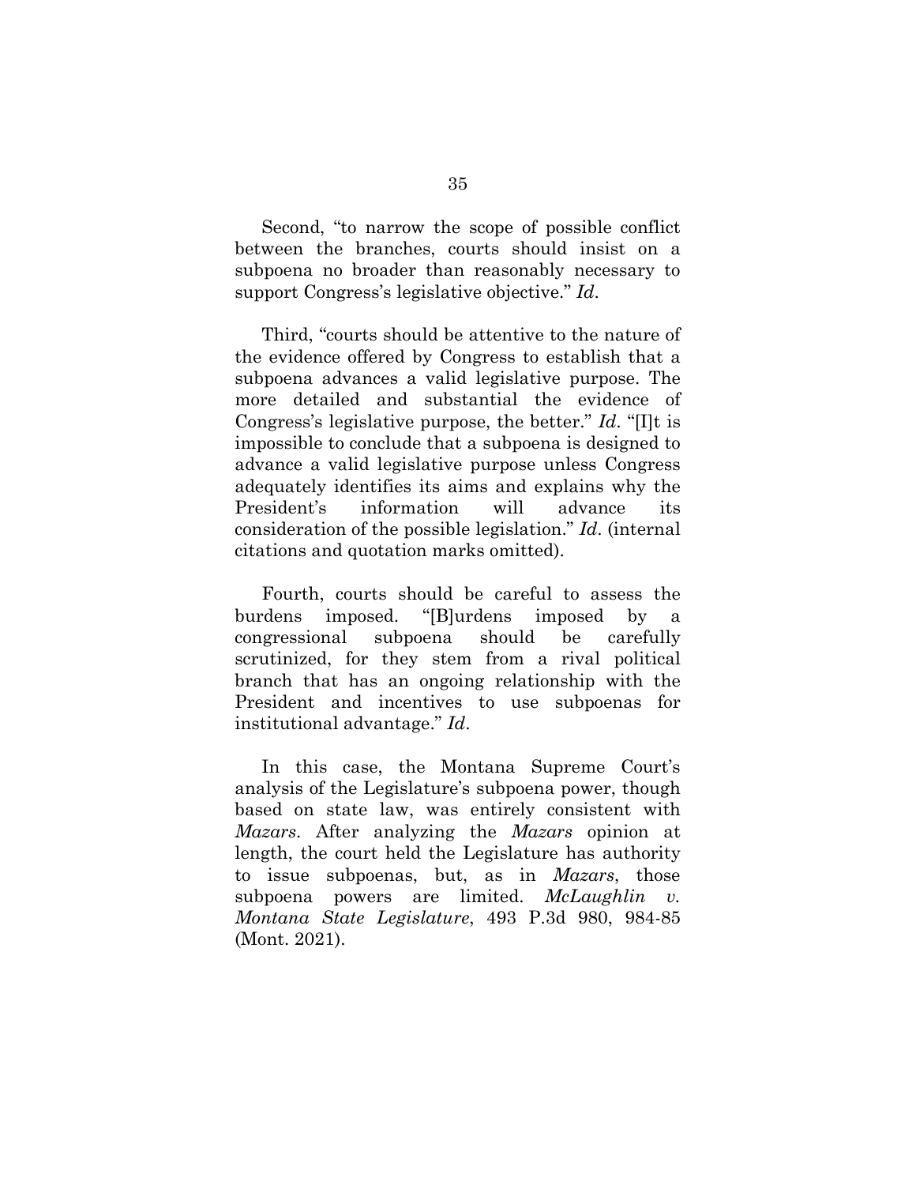Second, "to narrow the scope of possible conflict between the branches, courts should insist on a subpoena no broader than reasonably necessary to support Congress's legislative objective." *Id*.

Third, "courts should be attentive to the nature of the evidence offered by Congress to establish that a subpoena advances a valid legislative purpose. The more detailed and substantial the evidence of Congress's legislative purpose, the better." *Id*. "[I]t is impossible to conclude that a subpoena is designed to advance a valid legislative purpose unless Congress adequately identifies its aims and explains why the President's information will advance its consideration of the possible legislation." *Id*. (internal citations and quotation marks omitted).

Fourth, courts should be careful to assess the burdens imposed. "[B]urdens imposed by a congressional subpoena should be carefully scrutinized, for they stem from a rival political branch that has an ongoing relationship with the President and incentives to use subpoenas for institutional advantage." *Id*.

In this case, the Montana Supreme Court's analysis of the Legislature's subpoena power, though based on state law, was entirely consistent with *Mazars*. After analyzing the *Mazars* opinion at length, the court held the Legislature has authority to issue subpoenas, but, as in *Mazars*, those subpoena powers are limited. *McLaughlin v. Montana State Legislature*, 493 P.3d 980, 984-85 (Mont. 2021).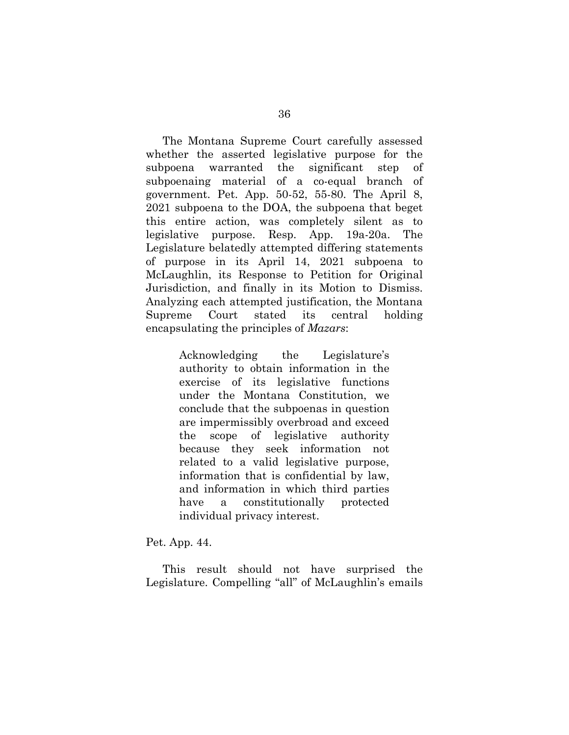The Montana Supreme Court carefully assessed whether the asserted legislative purpose for the subpoena warranted the significant step of subpoenaing material of a co-equal branch of government. Pet. App. 50-52, 55-80. The April 8, 2021 subpoena to the DOA, the subpoena that beget this entire action, was completely silent as to legislative purpose. Resp. App. 19a-20a. The Legislature belatedly attempted differing statements of purpose in its April 14, 2021 subpoena to McLaughlin, its Response to Petition for Original Jurisdiction, and finally in its Motion to Dismiss. Analyzing each attempted justification, the Montana Supreme Court stated its central holding encapsulating the principles of *Mazars*:

> Acknowledging the Legislature's authority to obtain information in the exercise of its legislative functions under the Montana Constitution, we conclude that the subpoenas in question are impermissibly overbroad and exceed the scope of legislative authority because they seek information not related to a valid legislative purpose, information that is confidential by law, and information in which third parties have a constitutionally protected individual privacy interest.

Pet. App. 44.

This result should not have surprised the Legislature. Compelling "all" of McLaughlin's emails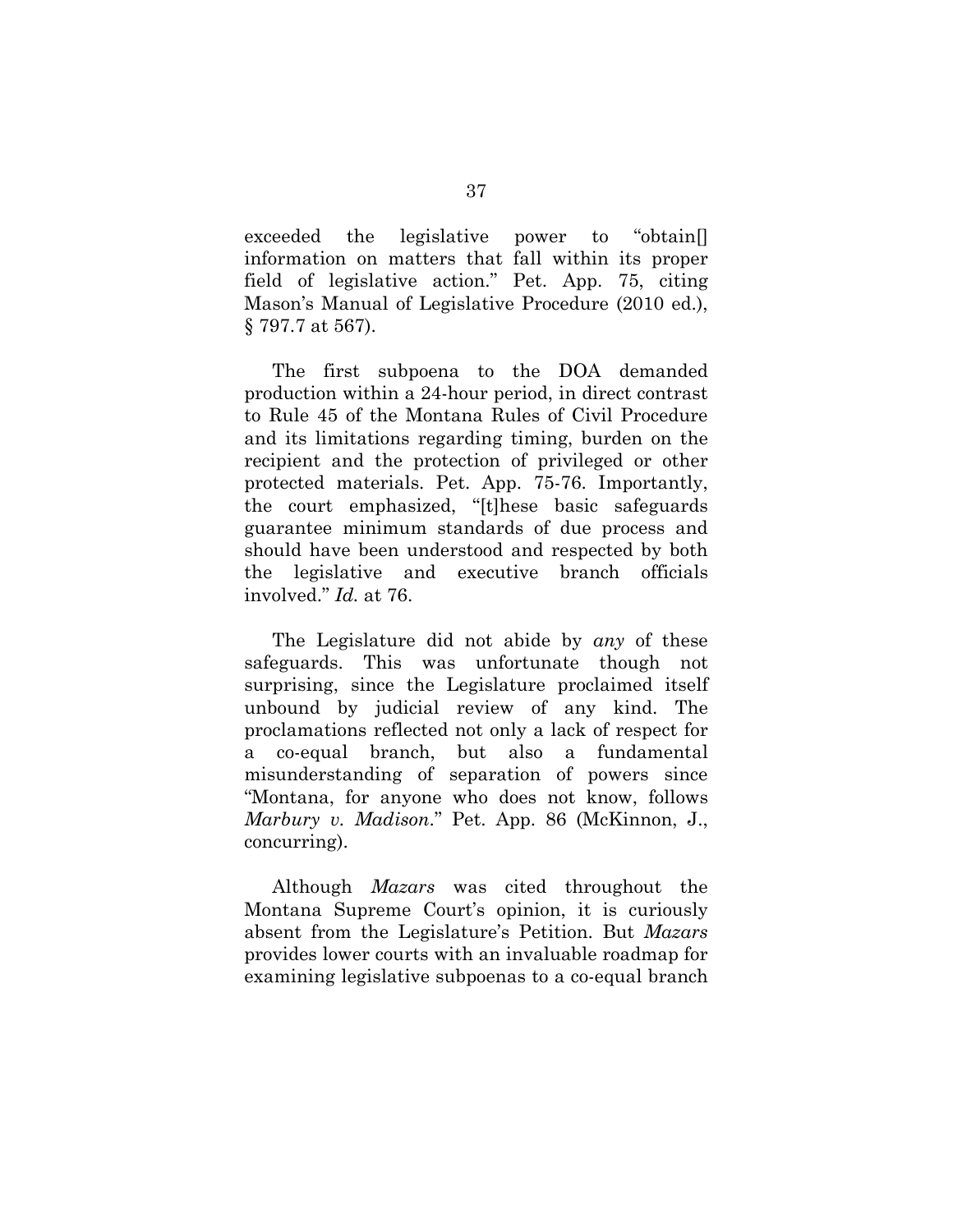exceeded the legislative power to "obtain[] information on matters that fall within its proper field of legislative action." Pet. App. 75, citing Mason's Manual of Legislative Procedure (2010 ed.), § 797.7 at 567).

The first subpoena to the DOA demanded production within a 24-hour period, in direct contrast to Rule 45 of the Montana Rules of Civil Procedure and its limitations regarding timing, burden on the recipient and the protection of privileged or other protected materials. Pet. App. 75-76. Importantly, the court emphasized, "[t]hese basic safeguards guarantee minimum standards of due process and should have been understood and respected by both the legislative and executive branch officials involved." *Id.* at 76.

The Legislature did not abide by *any* of these safeguards. This was unfortunate though not surprising, since the Legislature proclaimed itself unbound by judicial review of any kind. The proclamations reflected not only a lack of respect for a co-equal branch, but also a fundamental misunderstanding of separation of powers since "Montana, for anyone who does not know, follows *Marbury v. Madison*." Pet. App. 86 (McKinnon, J., concurring).

Although *Mazars* was cited throughout the Montana Supreme Court's opinion, it is curiously absent from the Legislature's Petition. But *Mazars* provides lower courts with an invaluable roadmap for examining legislative subpoenas to a co-equal branch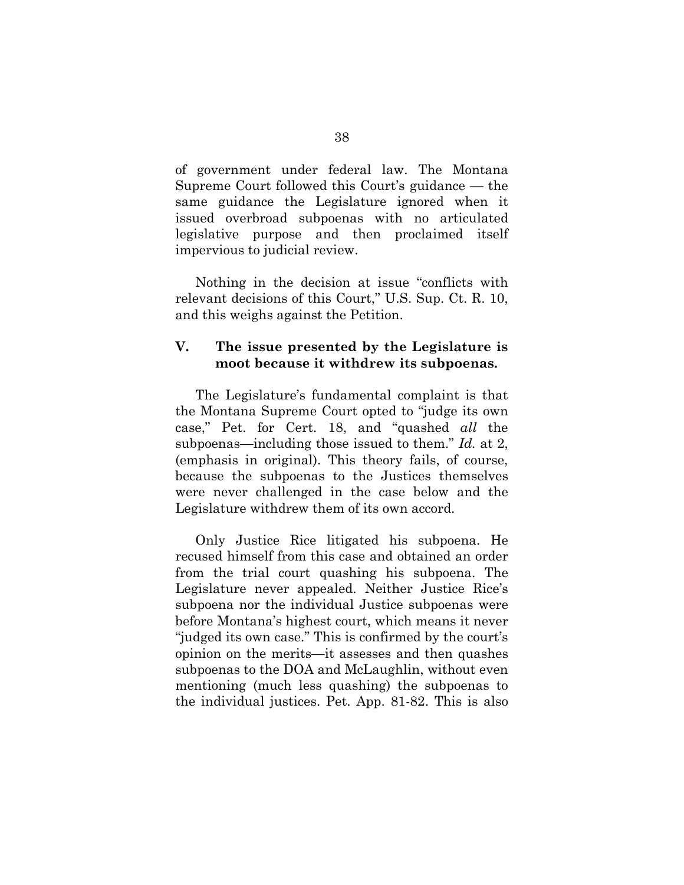of government under federal law. The Montana Supreme Court followed this Court's guidance — the same guidance the Legislature ignored when it issued overbroad subpoenas with no articulated legislative purpose and then proclaimed itself impervious to judicial review.

Nothing in the decision at issue "conflicts with relevant decisions of this Court," U.S. Sup. Ct. R. 10, and this weighs against the Petition.

## V. The issue presented by the Legislature is moot because it withdrew its subpoenas.

The Legislature's fundamental complaint is that the Montana Supreme Court opted to "judge its own case," Pet. for Cert. 18, and "quashed *all* the subpoenas—including those issued to them." *Id.* at 2, (emphasis in original). This theory fails, of course, because the subpoenas to the Justices themselves were never challenged in the case below and the Legislature withdrew them of its own accord.

Only Justice Rice litigated his subpoena. He recused himself from this case and obtained an order from the trial court quashing his subpoena. The Legislature never appealed. Neither Justice Rice's subpoena nor the individual Justice subpoenas were before Montana's highest court, which means it never "judged its own case." This is confirmed by the court's opinion on the merits—it assesses and then quashes subpoenas to the DOA and McLaughlin, without even mentioning (much less quashing) the subpoenas to the individual justices. Pet. App. 81-82. This is also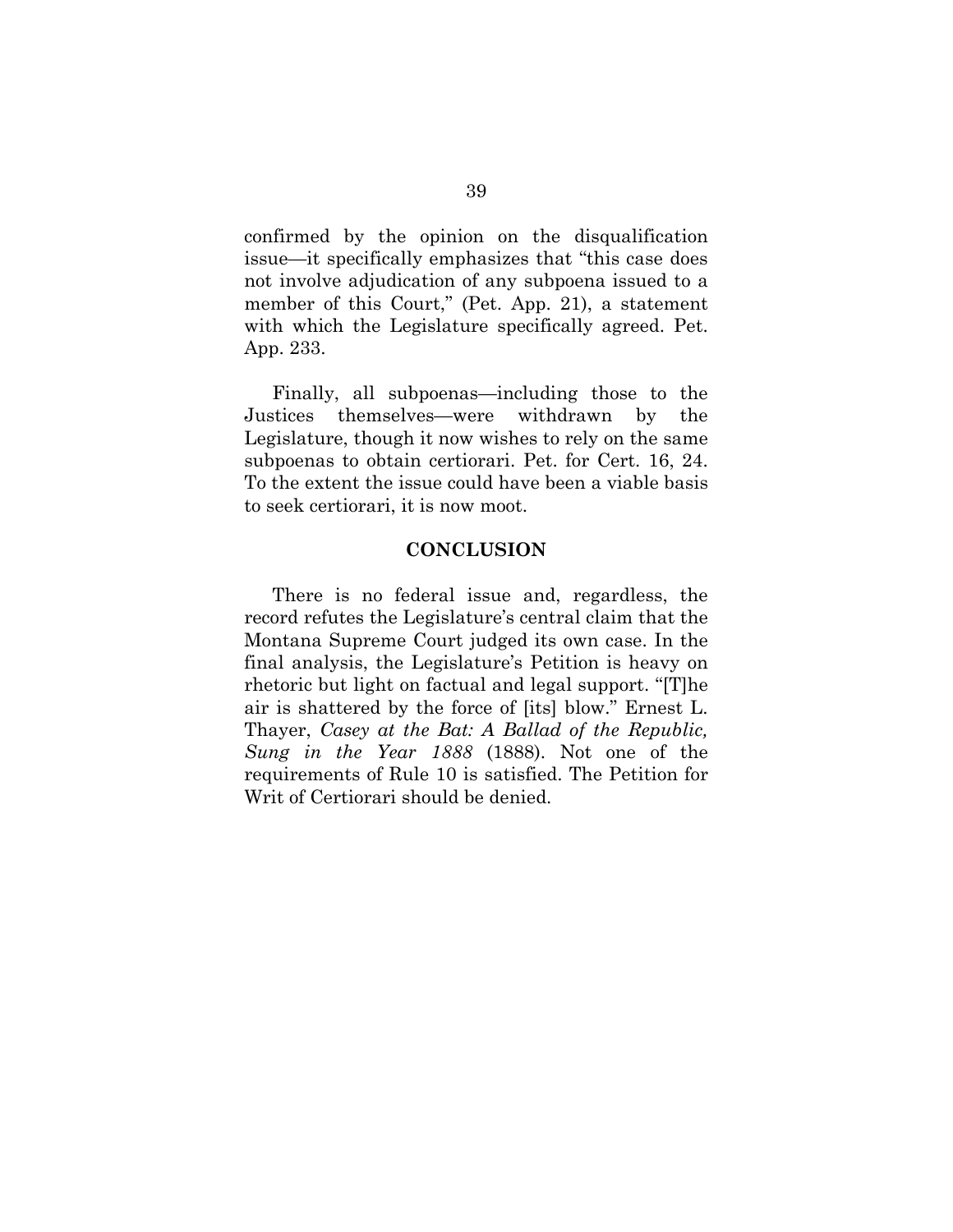confirmed by the opinion on the disqualification issue—it specifically emphasizes that "this case does not involve adjudication of any subpoena issued to a member of this Court," (Pet. App. 21), a statement with which the Legislature specifically agreed. Pet. App. 233.

Finally, all subpoenas—including those to the Justices themselves—were withdrawn by the Legislature, though it now wishes to rely on the same subpoenas to obtain certiorari. Pet. for Cert. 16, 24. To the extent the issue could have been a viable basis to seek certiorari, it is now moot.

## CONCLUSION

There is no federal issue and, regardless, the record refutes the Legislature's central claim that the Montana Supreme Court judged its own case. In the final analysis, the Legislature's Petition is heavy on rhetoric but light on factual and legal support. "[T]he air is shattered by the force of [its] blow." Ernest L. Thayer, *Casey at the Bat: A Ballad of the Republic, Sung in the Year 1888* (1888). Not one of the requirements of Rule 10 is satisfied. The Petition for Writ of Certiorari should be denied.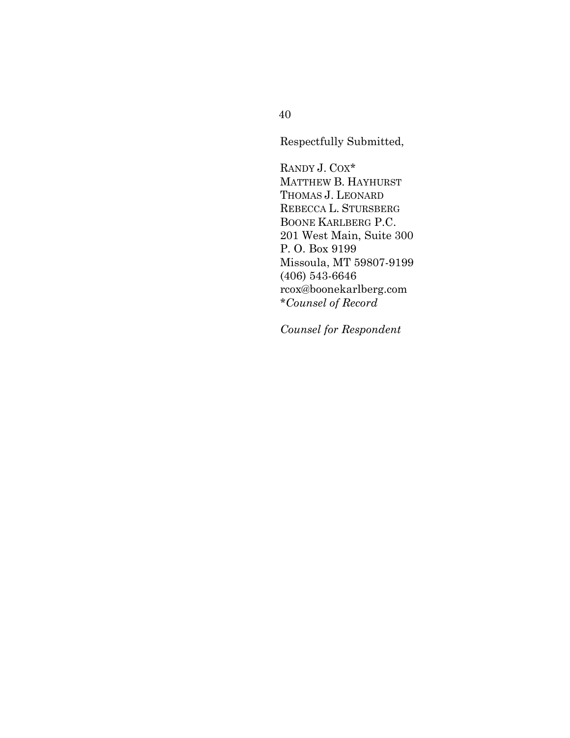Respectfully Submitted,

RANDY J. COX*
MATTHEW B. HAYHURST
THOMAS J. LEONARD
REBECCA L. STURSBERG
BOONE KARLBERG P.C.
201 West Main, Suite 300
P. O. Box 9199
Missoula, MT 59807-9199
(406) 543-6646
rcox@boonekarlberg.com
**Counsel of Record*

*Counsel for Respondent*